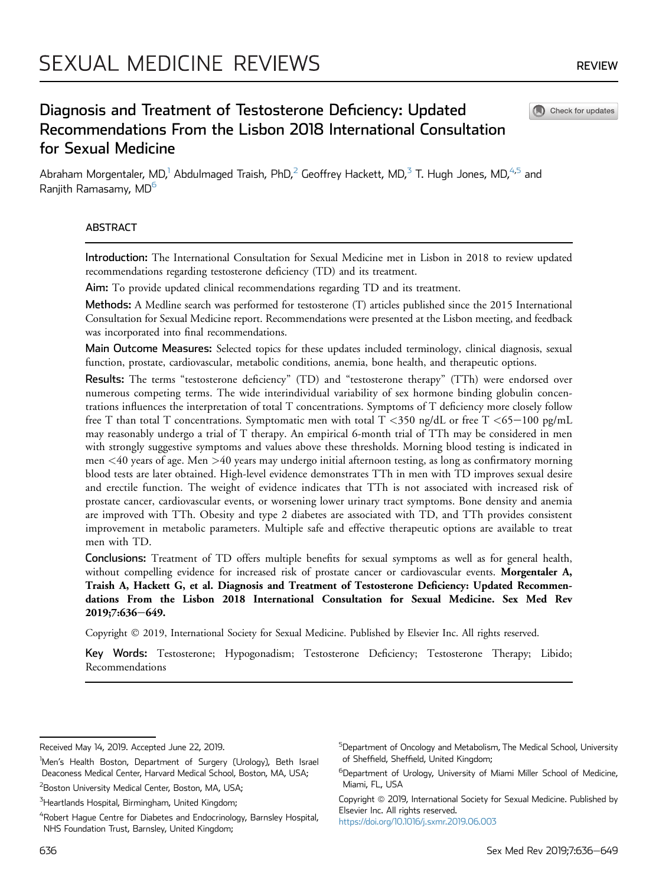# Diagnosis and Treatment of Testosterone Deficiency: Updated Recommendations From the Lisbon 2018 International Consultation for Sexual Medicine

Abraham Morgentaler, MD,[1] Abdulmaged Traish, PhD,[2] Geoffrey Hackett, MD,[3] T. Hugh Jones, MD,[4,5] and Ranjith Ramasamy, MD[6]

## ABSTRACT

**Introduction:** The International Consultation for Sexual Medicine met in Lisbon in 2018 to review updated recommendations regarding testosterone deficiency (TD) and its treatment.

**Aim:** To provide updated clinical recommendations regarding TD and its treatment.

**Methods:** A Medline search was performed for testosterone (T) articles published since the 2015 International Consultation for Sexual Medicine report. Recommendations were presented at the Lisbon meeting, and feedback was incorporated into final recommendations.

**Main Outcome Measures:** Selected topics for these updates included terminology, clinical diagnosis, sexual function, prostate, cardiovascular, metabolic conditions, anemia, bone health, and therapeutic options.

**Results:** The terms "testosterone deficiency" (TD) and "testosterone therapy" (TTh) were endorsed over numerous competing terms. The wide interindividual variability of sex hormone binding globulin concentrations influences the interpretation of total T concentrations. Symptoms of T deficiency more closely follow free T than total T concentrations. Symptomatic men with total T <350 ng/dL or free T <65−100 pg/mL may reasonably undergo a trial of T therapy. An empirical 6-month trial of TTh may be considered in men with strongly suggestive symptoms and values above these thresholds. Morning blood testing is indicated in men <40 years of age. Men >40 years may undergo initial afternoon testing, as long as confirmatory morning blood tests are later obtained. High-level evidence demonstrates TTh in men with TD improves sexual desire and erectile function. The weight of evidence indicates that TTh is not associated with increased risk of prostate cancer, cardiovascular events, or worsening lower urinary tract symptoms. Bone density and anemia are improved with TTh. Obesity and type 2 diabetes are associated with TD, and TTh provides consistent improvement in metabolic parameters. Multiple safe and effective therapeutic options are available to treat men with TD.

**Conclusions:** Treatment of TD offers multiple benefits for sexual symptoms as well as for general health, without compelling evidence for increased risk of prostate cancer or cardiovascular events. **Morgentaler A, Traish A, Hackett G, et al. Diagnosis and Treatment of Testosterone Deficiency: Updated Recommendations From the Lisbon 2018 International Consultation for Sexual Medicine. Sex Med Rev 2019;7:636−649.**

Copyright © 2019, International Society for Sexual Medicine. Published by Elsevier Inc. All rights reserved.

**Key Words:** Testosterone; Hypogonadism; Testosterone Deficiency; Testosterone Therapy; Libido; Recommendations

---

Received May 14, 2019. Accepted June 22, 2019.

[1] Men's Health Boston, Department of Surgery (Urology), Beth Israel Deaconess Medical Center, Harvard Medical School, Boston, MA, USA;

[2] Boston University Medical Center, Boston, MA, USA;

[3] Heartlands Hospital, Birmingham, United Kingdom;

[4] Robert Hague Centre for Diabetes and Endocrinology, Barnsley Hospital, NHS Foundation Trust, Barnsley, United Kingdom;

[5] Department of Oncology and Metabolism, The Medical School, University of Sheffield, Sheffield, United Kingdom;

[6] Department of Urology, University of Miami Miller School of Medicine, Miami, FL, USA

Copyright © 2019, International Society for Sexual Medicine. Published by Elsevier Inc. All rights reserved.
https://doi.org/10.1016/j.sxmr.2019.06.003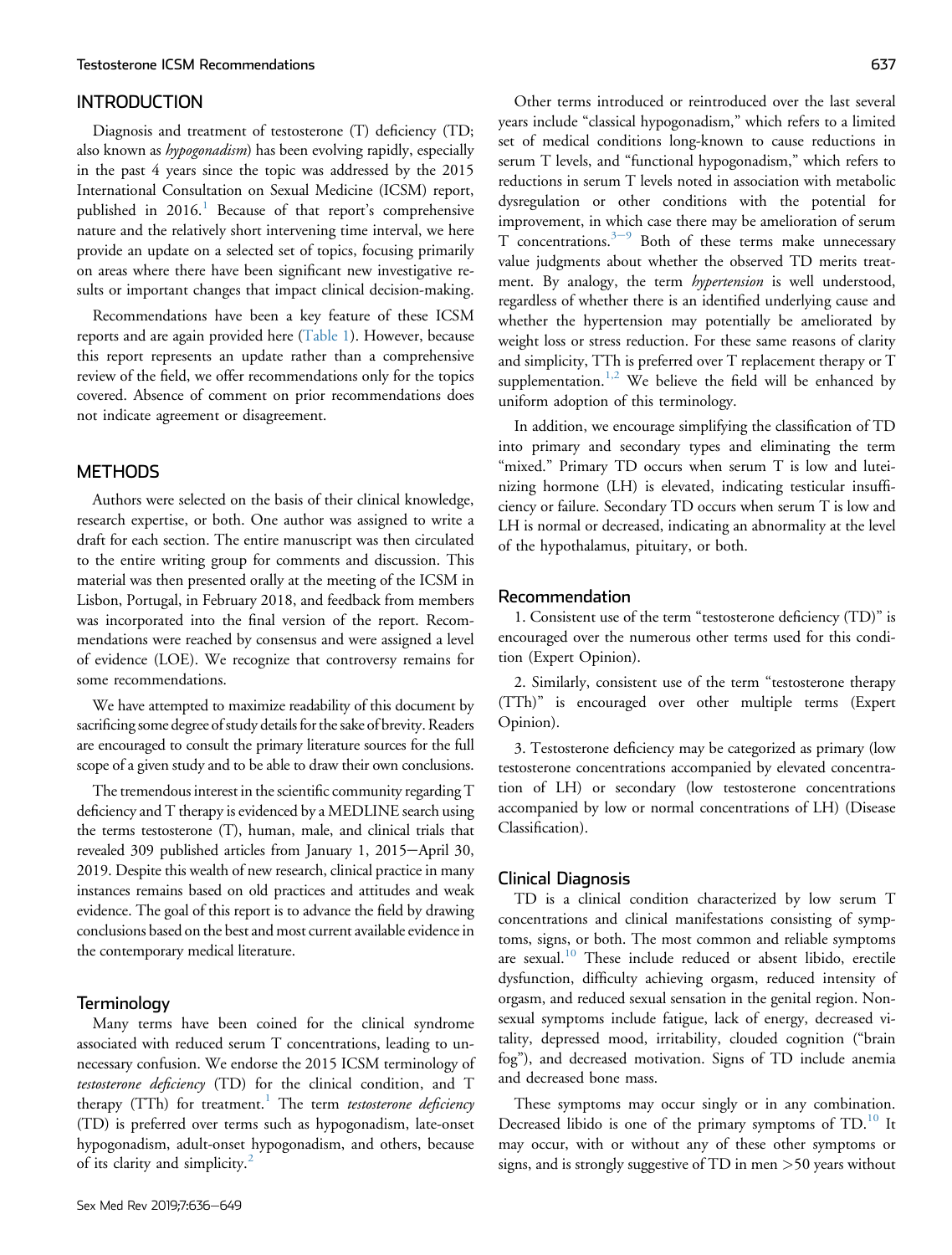## INTRODUCTION

Diagnosis and treatment of testosterone (T) deficiency (TD; also known as *hypogonadism*) has been evolving rapidly, especially in the past 4 years since the topic was addressed by the 2015 International Consultation on Sexual Medicine (ICSM) report, published in 2016.[1] Because of that report's comprehensive nature and the relatively short intervening time interval, we here provide an update on a selected set of topics, focusing primarily on areas where there have been significant new investigative results or important changes that impact clinical decision-making.

Recommendations have been a key feature of these ICSM reports and are again provided here (Table 1). However, because this report represents an update rather than a comprehensive review of the field, we offer recommendations only for the topics covered. Absence of comment on prior recommendations does not indicate agreement or disagreement.

## METHODS

Authors were selected on the basis of their clinical knowledge, research expertise, or both. One author was assigned to write a draft for each section. The entire manuscript was then circulated to the entire writing group for comments and discussion. This material was then presented orally at the meeting of the ICSM in Lisbon, Portugal, in February 2018, and feedback from members was incorporated into the final version of the report. Recommendations were reached by consensus and were assigned a level of evidence (LOE). We recognize that controversy remains for some recommendations.

We have attempted to maximize readability of this document by sacrificing some degree of study details for the sake of brevity. Readers are encouraged to consult the primary literature sources for the full scope of a given study and to be able to draw their own conclusions.

The tremendous interest in the scientific community regarding T deficiency and T therapy is evidenced by a MEDLINE search using the terms testosterone (T), human, male, and clinical trials that revealed 309 published articles from January 1, 2015–April 30, 2019. Despite this wealth of new research, clinical practice in many instances remains based on old practices and attitudes and weak evidence. The goal of this report is to advance the field by drawing conclusions based on the best and most current available evidence in the contemporary medical literature.

### Terminology

Many terms have been coined for the clinical syndrome associated with reduced serum T concentrations, leading to unnecessary confusion. We endorse the 2015 ICSM terminology of *testosterone deficiency* (TD) for the clinical condition, and T therapy (TTh) for treatment.[1] The term *testosterone deficiency* (TD) is preferred over terms such as hypogonadism, late-onset hypogonadism, adult-onset hypogonadism, and others, because of its clarity and simplicity.[2]

Other terms introduced or reintroduced over the last several years include "classical hypogonadism," which refers to a limited set of medical conditions long-known to cause reductions in serum T levels, and "functional hypogonadism," which refers to reductions in serum T levels noted in association with metabolic dysregulation or other conditions with the potential for improvement, in which case there may be amelioration of serum T concentrations.[3–9] Both of these terms make unnecessary value judgments about whether the observed TD merits treatment. By analogy, the term *hypertension* is well understood, regardless of whether there is an identified underlying cause and whether the hypertension may potentially be ameliorated by weight loss or stress reduction. For these same reasons of clarity and simplicity, TTh is preferred over T replacement therapy or T supplementation.[1,2] We believe the field will be enhanced by uniform adoption of this terminology.

In addition, we encourage simplifying the classification of TD into primary and secondary types and eliminating the term "mixed." Primary TD occurs when serum T is low and luteinizing hormone (LH) is elevated, indicating testicular insufficiency or failure. Secondary TD occurs when serum T is low and LH is normal or decreased, indicating an abnormality at the level of the hypothalamus, pituitary, or both.

### Recommendation

1. Consistent use of the term "testosterone deficiency (TD)" is encouraged over the numerous other terms used for this condition (Expert Opinion).

2. Similarly, consistent use of the term "testosterone therapy (TTh)" is encouraged over other multiple terms (Expert Opinion).

3. Testosterone deficiency may be categorized as primary (low testosterone concentrations accompanied by elevated concentration of LH) or secondary (low testosterone concentrations accompanied by low or normal concentrations of LH) (Disease Classification).

### Clinical Diagnosis

TD is a clinical condition characterized by low serum T concentrations and clinical manifestations consisting of symptoms, signs, or both. The most common and reliable symptoms are sexual.[10] These include reduced or absent libido, erectile dysfunction, difficulty achieving orgasm, reduced intensity of orgasm, and reduced sexual sensation in the genital region. Nonsexual symptoms include fatigue, lack of energy, decreased vitality, depressed mood, irritability, clouded cognition ("brain fog"), and decreased motivation. Signs of TD include anemia and decreased bone mass.

These symptoms may occur singly or in any combination. Decreased libido is one of the primary symptoms of TD.[10] It may occur, with or without any of these other symptoms or signs, and is strongly suggestive of TD in men >50 years without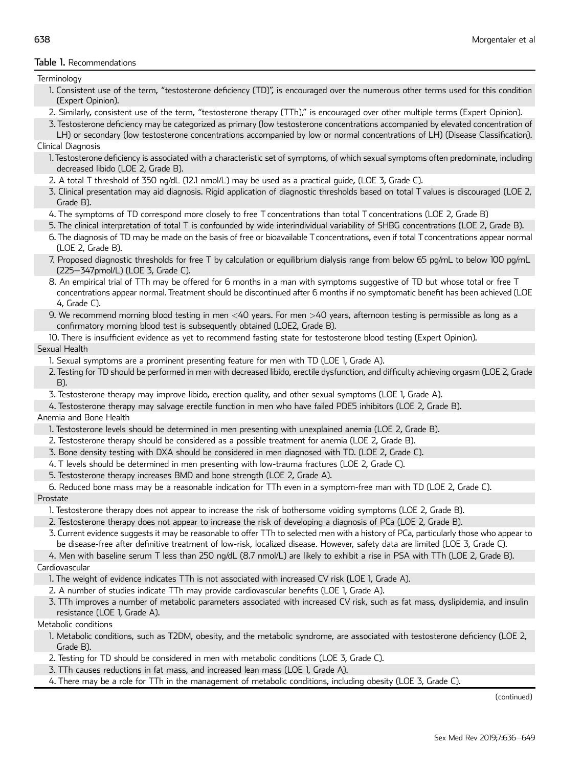**Table 1.** Recommendations

| |
|---|
| Terminology |
| 1. Consistent use of the term, "testosterone deficiency (TD)", is encouraged over the numerous other terms used for this condition (Expert Opinion). |
| 2. Similarly, consistent use of the term, "testosterone therapy (TTh)," is encouraged over other multiple terms (Expert Opinion). |
| 3. Testosterone deficiency may be categorized as primary (low testosterone concentrations accompanied by elevated concentration of LH) or secondary (low testosterone concentrations accompanied by low or normal concentrations of LH) (Disease Classification). |
| Clinical Diagnosis |
| 1. Testosterone deficiency is associated with a characteristic set of symptoms, of which sexual symptoms often predominate, including decreased libido (LOE 2, Grade B). |
| 2. A total T threshold of 350 ng/dL (12.1 nmol/L) may be used as a practical guide, (LOE 3, Grade C). |
| 3. Clinical presentation may aid diagnosis. Rigid application of diagnostic thresholds based on total T values is discouraged (LOE 2, Grade B). |
| 4. The symptoms of TD correspond more closely to free T concentrations than total T concentrations (LOE 2, Grade B) |
| 5. The clinical interpretation of total T is confounded by wide interindividual variability of SHBG concentrations (LOE 2, Grade B). |
| 6. The diagnosis of TD may be made on the basis of free or bioavailable T concentrations, even if total T concentrations appear normal (LOE 2, Grade B). |
| 7. Proposed diagnostic thresholds for free T by calculation or equilibrium dialysis range from below 65 pg/mL to below 100 pg/mL (225–347pmol/L) (LOE 3, Grade C). |
| 8. An empirical trial of TTh may be offered for 6 months in a man with symptoms suggestive of TD but whose total or free T concentrations appear normal. Treatment should be discontinued after 6 months if no symptomatic benefit has been achieved (LOE 4, Grade C). |
| 9. We recommend morning blood testing in men <40 years. For men >40 years, afternoon testing is permissible as long as a confirmatory morning blood test is subsequently obtained (LOE2, Grade B). |
| 10. There is insufficient evidence as yet to recommend fasting state for testosterone blood testing (Expert Opinion). |
| Sexual Health |
| 1. Sexual symptoms are a prominent presenting feature for men with TD (LOE 1, Grade A). |
| 2. Testing for TD should be performed in men with decreased libido, erectile dysfunction, and difficulty achieving orgasm (LOE 2, Grade B). |
| 3. Testosterone therapy may improve libido, erection quality, and other sexual symptoms (LOE 1, Grade A). |
| 4. Testosterone therapy may salvage erectile function in men who have failed PDE5 inhibitors (LOE 2, Grade B). |
| Anemia and Bone Health |
| 1. Testosterone levels should be determined in men presenting with unexplained anemia (LOE 2, Grade B). |
| 2. Testosterone therapy should be considered as a possible treatment for anemia (LOE 2, Grade B). |
| 3. Bone density testing with DXA should be considered in men diagnosed with TD. (LOE 2, Grade C). |
| 4. T levels should be determined in men presenting with low-trauma fractures (LOE 2, Grade C). |
| 5. Testosterone therapy increases BMD and bone strength (LOE 2, Grade A). |
| 6. Reduced bone mass may be a reasonable indication for TTh even in a symptom-free man with TD (LOE 2, Grade C). |
| Prostate |
| 1. Testosterone therapy does not appear to increase the risk of bothersome voiding symptoms (LOE 2, Grade B). |
| 2. Testosterone therapy does not appear to increase the risk of developing a diagnosis of PCa (LOE 2, Grade B). |
| 3. Current evidence suggests it may be reasonable to offer TTh to selected men with a history of PCa, particularly those who appear to be disease-free after definitive treatment of low-risk, localized disease. However, safety data are limited (LOE 3, Grade C). |
| 4. Men with baseline serum T less than 250 ng/dL (8.7 nmol/L) are likely to exhibit a rise in PSA with TTh (LOE 2, Grade B). |
| Cardiovascular |
| 1. The weight of evidence indicates TTh is not associated with increased CV risk (LOE 1, Grade A). |
| 2. A number of studies indicate TTh may provide cardiovascular benefits (LOE 1, Grade A). |
| 3. TTh improves a number of metabolic parameters associated with increased CV risk, such as fat mass, dyslipidemia, and insulin resistance (LOE 1, Grade A). |
| Metabolic conditions |
| 1. Metabolic conditions, such as T2DM, obesity, and the metabolic syndrome, are associated with testosterone deficiency (LOE 2, Grade B). |
| 2. Testing for TD should be considered in men with metabolic conditions (LOE 3, Grade C). |
| 3. TTh causes reductions in fat mass, and increased lean mass (LOE 1, Grade A). |
| 4. There may be a role for TTh in the management of metabolic conditions, including obesity (LOE 3, Grade C). |

(continued)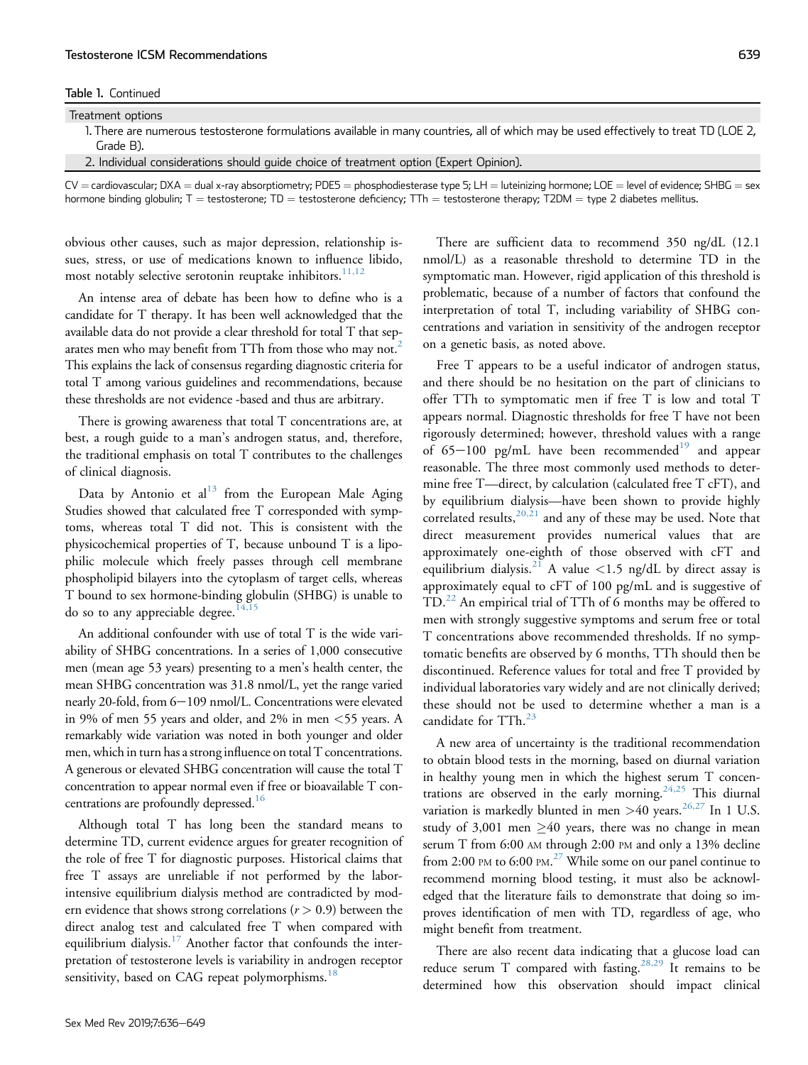Table 1. Continued

| Treatment options |
| --- |
| 1. There are numerous testosterone formulations available in many countries, all of which may be used effectively to treat TD (LOE 2, Grade B). |
| 2. Individual considerations should guide choice of treatment option (Expert Opinion). |

CV = cardiovascular; DXA = dual x-ray absorptiometry; PDE5 = phosphodiesterase type 5; LH = luteinizing hormone; LOE = level of evidence; SHBG = sex hormone binding globulin; T = testosterone; TD = testosterone deficiency; TTh = testosterone therapy; T2DM = type 2 diabetes mellitus.

obvious other causes, such as major depression, relationship issues, stress, or use of medications known to influence libido, most notably selective serotonin reuptake inhibitors.[11,12]

An intense area of debate has been how to define who is a candidate for T therapy. It has been well acknowledged that the available data do not provide a clear threshold for total T that separates men who may benefit from TTh from those who may not.[2] This explains the lack of consensus regarding diagnostic criteria for total T among various guidelines and recommendations, because these thresholds are not evidence -based and thus are arbitrary.

There is growing awareness that total T concentrations are, at best, a rough guide to a man's androgen status, and, therefore, the traditional emphasis on total T contributes to the challenges of clinical diagnosis.

Data by Antonio et al[13] from the European Male Aging Studies showed that calculated free T corresponded with symptoms, whereas total T did not. This is consistent with the physicochemical properties of T, because unbound T is a lipophilic molecule which freely passes through cell membrane phospholipid bilayers into the cytoplasm of target cells, whereas T bound to sex hormone-binding globulin (SHBG) is unable to do so to any appreciable degree.[14,15]

An additional confounder with use of total T is the wide variability of SHBG concentrations. In a series of 1,000 consecutive men (mean age 53 years) presenting to a men's health center, the mean SHBG concentration was 31.8 nmol/L, yet the range varied nearly 20-fold, from 6−109 nmol/L. Concentrations were elevated in 9% of men 55 years and older, and 2% in men <55 years. A remarkably wide variation was noted in both younger and older men, which in turn has a strong influence on total T concentrations. A generous or elevated SHBG concentration will cause the total T concentration to appear normal even if free or bioavailable T concentrations are profoundly depressed.[16]

Although total T has long been the standard means to determine TD, current evidence argues for greater recognition of the role of free T for diagnostic purposes. Historical claims that free T assays are unreliable if not performed by the labor-intensive equilibrium dialysis method are contradicted by modern evidence that shows strong correlations ($r > 0.9$) between the direct analog test and calculated free T when compared with equilibrium dialysis.[17] Another factor that confounds the interpretation of testosterone levels is variability in androgen receptor sensitivity, based on CAG repeat polymorphisms.[18]

There are sufficient data to recommend 350 ng/dL (12.1 nmol/L) as a reasonable threshold to determine TD in the symptomatic man. However, rigid application of this threshold is problematic, because of a number of factors that confound the interpretation of total T, including variability of SHBG concentrations and variation in sensitivity of the androgen receptor on a genetic basis, as noted above.

Free T appears to be a useful indicator of androgen status, and there should be no hesitation on the part of clinicians to offer TTh to symptomatic men if free T is low and total T appears normal. Diagnostic thresholds for free T have not been rigorously determined; however, threshold values with a range of 65−100 pg/mL have been recommended[19] and appear reasonable. The three most commonly used methods to determine free T—direct, by calculation (calculated free T cFT), and by equilibrium dialysis—have been shown to provide highly correlated results,[20,21] and any of these may be used. Note that direct measurement provides numerical values that are approximately one-eighth of those observed with cFT and equilibrium dialysis.[21] A value <1.5 ng/dL by direct assay is approximately equal to cFT of 100 pg/mL and is suggestive of TD.[22] An empirical trial of TTh of 6 months may be offered to men with strongly suggestive symptoms and serum free or total T concentrations above recommended thresholds. If no symptomatic benefits are observed by 6 months, TTh should then be discontinued. Reference values for total and free T provided by individual laboratories vary widely and are not clinically derived; these should not be used to determine whether a man is a candidate for TTh.[23]

A new area of uncertainty is the traditional recommendation to obtain blood tests in the morning, based on diurnal variation in healthy young men in which the highest serum T concentrations are observed in the early morning.[24,25] This diurnal variation is markedly blunted in men >40 years.[26,27] In 1 U.S. study of 3,001 men ≥40 years, there was no change in mean serum T from 6:00 AM through 2:00 PM and only a 13% decline from 2:00 PM to 6:00 PM.[27] While some on our panel continue to recommend morning blood testing, it must also be acknowledged that the literature fails to demonstrate that doing so improves identification of men with TD, regardless of age, who might benefit from treatment.

There are also recent data indicating that a glucose load can reduce serum T compared with fasting.[28,29] It remains to be determined how this observation should impact clinical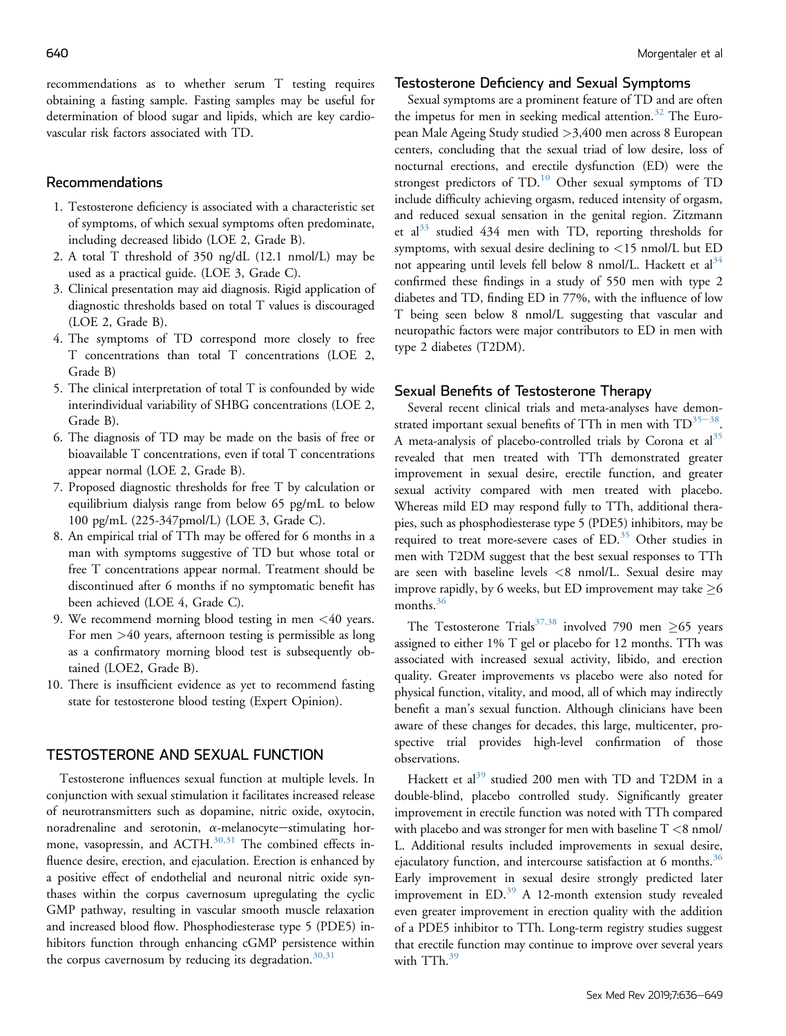recommendations as to whether serum T testing requires obtaining a fasting sample. Fasting samples may be useful for determination of blood sugar and lipids, which are key cardiovascular risk factors associated with TD.

### Recommendations

1. Testosterone deficiency is associated with a characteristic set of symptoms, of which sexual symptoms often predominate, including decreased libido (LOE 2, Grade B).
2. A total T threshold of 350 ng/dL (12.1 nmol/L) may be used as a practical guide. (LOE 3, Grade C).
3. Clinical presentation may aid diagnosis. Rigid application of diagnostic thresholds based on total T values is discouraged (LOE 2, Grade B).
4. The symptoms of TD correspond more closely to free T concentrations than total T concentrations (LOE 2, Grade B)
5. The clinical interpretation of total T is confounded by wide interindividual variability of SHBG concentrations (LOE 2, Grade B).
6. The diagnosis of TD may be made on the basis of free or bioavailable T concentrations, even if total T concentrations appear normal (LOE 2, Grade B).
7. Proposed diagnostic thresholds for free T by calculation or equilibrium dialysis range from below 65 pg/mL to below 100 pg/mL (225-347pmol/L) (LOE 3, Grade C).
8. An empirical trial of TTh may be offered for 6 months in a man with symptoms suggestive of TD but whose total or free T concentrations appear normal. Treatment should be discontinued after 6 months if no symptomatic benefit has been achieved (LOE 4, Grade C).
9. We recommend morning blood testing in men <40 years. For men >40 years, afternoon testing is permissible as long as a confirmatory morning blood test is subsequently obtained (LOE2, Grade B).
10. There is insufficient evidence as yet to recommend fasting state for testosterone blood testing (Expert Opinion).

## TESTOSTERONE AND SEXUAL FUNCTION

Testosterone influences sexual function at multiple levels. In conjunction with sexual stimulation it facilitates increased release of neurotransmitters such as dopamine, nitric oxide, oxytocin, noradrenaline and serotonin, α-melanocyte−stimulating hormone, vasopressin, and ACTH.[30,31] The combined effects influence desire, erection, and ejaculation. Erection is enhanced by a positive effect of endothelial and neuronal nitric oxide synthases within the corpus cavernosum upregulating the cyclic GMP pathway, resulting in vascular smooth muscle relaxation and increased blood flow. Phosphodiesterase type 5 (PDE5) inhibitors function through enhancing cGMP persistence within the corpus cavernosum by reducing its degradation.[30,31]

### Testosterone Deficiency and Sexual Symptoms

Sexual symptoms are a prominent feature of TD and are often the impetus for men in seeking medical attention.[32] The European Male Ageing Study studied >3,400 men across 8 European centers, concluding that the sexual triad of low desire, loss of nocturnal erections, and erectile dysfunction (ED) were the strongest predictors of TD.[10] Other sexual symptoms of TD include difficulty achieving orgasm, reduced intensity of orgasm, and reduced sexual sensation in the genital region. Zitzmann et al[33] studied 434 men with TD, reporting thresholds for symptoms, with sexual desire declining to <15 nmol/L but ED not appearing until levels fell below 8 nmol/L. Hackett et al[34] confirmed these findings in a study of 550 men with type 2 diabetes and TD, finding ED in 77%, with the influence of low T being seen below 8 nmol/L suggesting that vascular and neuropathic factors were major contributors to ED in men with type 2 diabetes (T2DM).

### Sexual Benefits of Testosterone Therapy

Several recent clinical trials and meta-analyses have demonstrated important sexual benefits of TTh in men with TD[35−38]. A meta-analysis of placebo-controlled trials by Corona et al[35] revealed that men treated with TTh demonstrated greater improvement in sexual desire, erectile function, and greater sexual activity compared with men treated with placebo. Whereas mild ED may respond fully to TTh, additional therapies, such as phosphodiesterase type 5 (PDE5) inhibitors, may be required to treat more-severe cases of ED.[35] Other studies in men with T2DM suggest that the best sexual responses to TTh are seen with baseline levels <8 nmol/L. Sexual desire may improve rapidly, by 6 weeks, but ED improvement may take ≥6 months.[36]

The Testosterone Trials[37,38] involved 790 men ≥65 years assigned to either 1% T gel or placebo for 12 months. TTh was associated with increased sexual activity, libido, and erection quality. Greater improvements vs placebo were also noted for physical function, vitality, and mood, all of which may indirectly benefit a man's sexual function. Although clinicians have been aware of these changes for decades, this large, multicenter, prospective trial provides high-level confirmation of those observations.

Hackett et al[39] studied 200 men with TD and T2DM in a double-blind, placebo controlled study. Significantly greater improvement in erectile function was noted with TTh compared with placebo and was stronger for men with baseline T <8 nmol/L. Additional results included improvements in sexual desire, ejaculatory function, and intercourse satisfaction at 6 months.[36] Early improvement in sexual desire strongly predicted later improvement in ED.[39] A 12-month extension study revealed even greater improvement in erection quality with the addition of a PDE5 inhibitor to TTh. Long-term registry studies suggest that erectile function may continue to improve over several years with TTh.[39]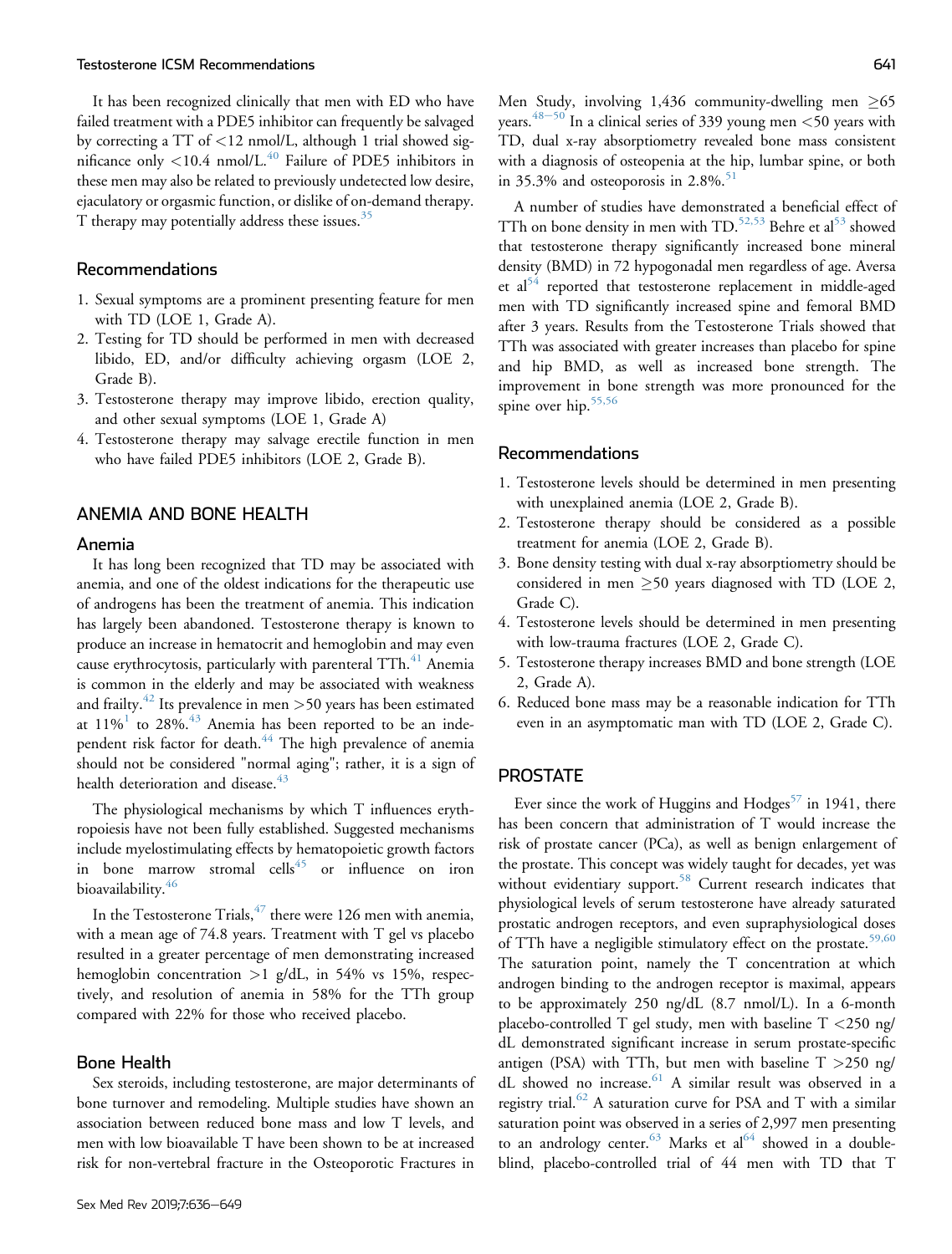It has been recognized clinically that men with ED who have failed treatment with a PDE5 inhibitor can frequently be salvaged by correcting a TT of <12 nmol/L, although 1 trial showed significance only <10.4 nmol/L.[40] Failure of PDE5 inhibitors in these men may also be related to previously undetected low desire, ejaculatory or orgasmic function, or dislike of on-demand therapy. T therapy may potentially address these issues.[35]

### Recommendations

1. Sexual symptoms are a prominent presenting feature for men with TD (LOE 1, Grade A).
2. Testing for TD should be performed in men with decreased libido, ED, and/or difficulty achieving orgasm (LOE 2, Grade B).
3. Testosterone therapy may improve libido, erection quality, and other sexual symptoms (LOE 1, Grade A)
4. Testosterone therapy may salvage erectile function in men who have failed PDE5 inhibitors (LOE 2, Grade B).

## ANEMIA AND BONE HEALTH

### Anemia

It has long been recognized that TD may be associated with anemia, and one of the oldest indications for the therapeutic use of androgens has been the treatment of anemia. This indication has largely been abandoned. Testosterone therapy is known to produce an increase in hematocrit and hemoglobin and may even cause erythrocytosis, particularly with parenteral TTh.[41] Anemia is common in the elderly and may be associated with weakness and frailty.[42] Its prevalence in men >50 years has been estimated at 11%[1] to 28%.[43] Anemia has been reported to be an independent risk factor for death.[44] The high prevalence of anemia should not be considered "normal aging"; rather, it is a sign of health deterioration and disease.[43]

The physiological mechanisms by which T influences erythropoiesis have not been fully established. Suggested mechanisms include myelostimulating effects by hematopoietic growth factors in bone marrow stromal cells[45] or influence on iron bioavailability.[46]

In the Testosterone Trials,[47] there were 126 men with anemia, with a mean age of 74.8 years. Treatment with T gel vs placebo resulted in a greater percentage of men demonstrating increased hemoglobin concentration >1 g/dL, in 54% vs 15%, respectively, and resolution of anemia in 58% for the TTh group compared with 22% for those who received placebo.

### Bone Health

Sex steroids, including testosterone, are major determinants of bone turnover and remodeling. Multiple studies have shown an association between reduced bone mass and low T levels, and men with low bioavailable T have been shown to be at increased risk for non-vertebral fracture in the Osteoporotic Fractures in Men Study, involving 1,436 community-dwelling men ≥65 years.[48–50] In a clinical series of 339 young men <50 years with TD, dual x-ray absorptiometry revealed bone mass consistent with a diagnosis of osteopenia at the hip, lumbar spine, or both in 35.3% and osteoporosis in 2.8%.[51]

A number of studies have demonstrated a beneficial effect of TTh on bone density in men with TD.[52,53] Behre et al[53] showed that testosterone therapy significantly increased bone mineral density (BMD) in 72 hypogonadal men regardless of age. Aversa et al[54] reported that testosterone replacement in middle-aged men with TD significantly increased spine and femoral BMD after 3 years. Results from the Testosterone Trials showed that TTh was associated with greater increases than placebo for spine and hip BMD, as well as increased bone strength. The improvement in bone strength was more pronounced for the spine over hip.[55,56]

### Recommendations

1. Testosterone levels should be determined in men presenting with unexplained anemia (LOE 2, Grade B).
2. Testosterone therapy should be considered as a possible treatment for anemia (LOE 2, Grade B).
3. Bone density testing with dual x-ray absorptiometry should be considered in men ≥50 years diagnosed with TD (LOE 2, Grade C).
4. Testosterone levels should be determined in men presenting with low-trauma fractures (LOE 2, Grade C).
5. Testosterone therapy increases BMD and bone strength (LOE 2, Grade A).
6. Reduced bone mass may be a reasonable indication for TTh even in an asymptomatic man with TD (LOE 2, Grade C).

## PROSTATE

Ever since the work of Huggins and Hodges[57] in 1941, there has been concern that administration of T would increase the risk of prostate cancer (PCa), as well as benign enlargement of the prostate. This concept was widely taught for decades, yet was without evidentiary support.[58] Current research indicates that physiological levels of serum testosterone have already saturated prostatic androgen receptors, and even supraphysiological doses of TTh have a negligible stimulatory effect on the prostate.[59,60] The saturation point, namely the T concentration at which androgen binding to the androgen receptor is maximal, appears to be approximately 250 ng/dL (8.7 nmol/L). In a 6-month placebo-controlled T gel study, men with baseline T <250 ng/dL demonstrated significant increase in serum prostate-specific antigen (PSA) with TTh, but men with baseline T >250 ng/dL showed no increase.[61] A similar result was observed in a registry trial.[62] A saturation curve for PSA and T with a similar saturation point was observed in a series of 2,997 men presenting to an andrology center.[63] Marks et al[64] showed in a double-blind, placebo-controlled trial of 44 men with TD that T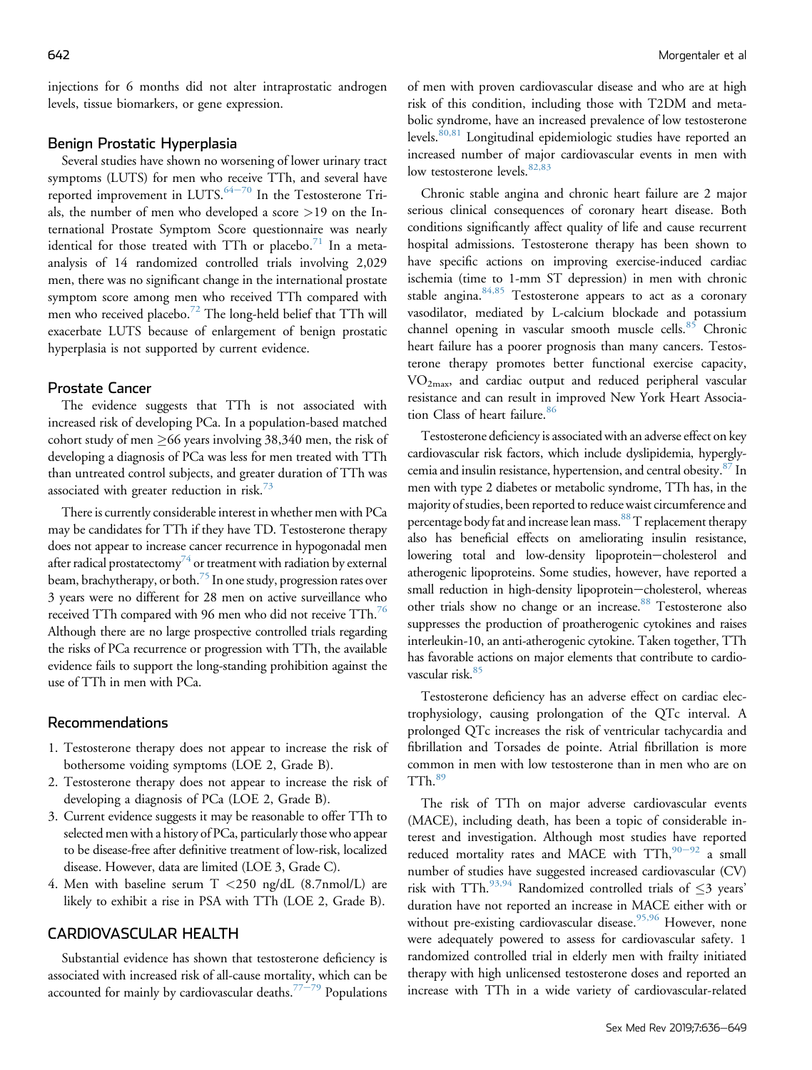injections for 6 months did not alter intraprostatic androgen levels, tissue biomarkers, or gene expression.

### Benign Prostatic Hyperplasia

Several studies have shown no worsening of lower urinary tract symptoms (LUTS) for men who receive TTh, and several have reported improvement in LUTS.[64–70] In the Testosterone Trials, the number of men who developed a score >19 on the International Prostate Symptom Score questionnaire was nearly identical for those treated with TTh or placebo.[71] In a meta-analysis of 14 randomized controlled trials involving 2,029 men, there was no significant change in the international prostate symptom score among men who received TTh compared with men who received placebo.[72] The long-held belief that TTh will exacerbate LUTS because of enlargement of benign prostatic hyperplasia is not supported by current evidence.

### Prostate Cancer

The evidence suggests that TTh is not associated with increased risk of developing PCa. In a population-based matched cohort study of men ≥66 years involving 38,340 men, the risk of developing a diagnosis of PCa was less for men treated with TTh than untreated control subjects, and greater duration of TTh was associated with greater reduction in risk.[73]

There is currently considerable interest in whether men with PCa may be candidates for TTh if they have TD. Testosterone therapy does not appear to increase cancer recurrence in hypogonadal men after radical prostatectomy[74] or treatment with radiation by external beam, brachytherapy, or both.[75] In one study, progression rates over 3 years were no different for 28 men on active surveillance who received TTh compared with 96 men who did not receive TTh.[76] Although there are no large prospective controlled trials regarding the risks of PCa recurrence or progression with TTh, the available evidence fails to support the long-standing prohibition against the use of TTh in men with PCa.

### Recommendations

1. Testosterone therapy does not appear to increase the risk of bothersome voiding symptoms (LOE 2, Grade B).
2. Testosterone therapy does not appear to increase the risk of developing a diagnosis of PCa (LOE 2, Grade B).
3. Current evidence suggests it may be reasonable to offer TTh to selected men with a history of PCa, particularly those who appear to be disease-free after definitive treatment of low-risk, localized disease. However, data are limited (LOE 3, Grade C).
4. Men with baseline serum T <250 ng/dL (8.7nmol/L) are likely to exhibit a rise in PSA with TTh (LOE 2, Grade B).

## CARDIOVASCULAR HEALTH

Substantial evidence has shown that testosterone deficiency is associated with increased risk of all-cause mortality, which can be accounted for mainly by cardiovascular deaths.[77–79] Populations of men with proven cardiovascular disease and who are at high risk of this condition, including those with T2DM and metabolic syndrome, have an increased prevalence of low testosterone levels.[80,81] Longitudinal epidemiologic studies have reported an increased number of major cardiovascular events in men with low testosterone levels.[82,83]

Chronic stable angina and chronic heart failure are 2 major serious clinical consequences of coronary heart disease. Both conditions significantly affect quality of life and cause recurrent hospital admissions. Testosterone therapy has been shown to have specific actions on improving exercise-induced cardiac ischemia (time to 1-mm ST depression) in men with chronic stable angina.[84,85] Testosterone appears to act as a coronary vasodilator, mediated by L-calcium blockade and potassium channel opening in vascular smooth muscle cells.[85] Chronic heart failure has a poorer prognosis than many cancers. Testosterone therapy promotes better functional exercise capacity, $VO_{2max}$, and cardiac output and reduced peripheral vascular resistance and can result in improved New York Heart Association Class of heart failure.[86]

Testosterone deficiency is associated with an adverse effect on key cardiovascular risk factors, which include dyslipidemia, hyperglycemia and insulin resistance, hypertension, and central obesity.[87] In men with type 2 diabetes or metabolic syndrome, TTh has, in the majority of studies, been reported to reduce waist circumference and percentage body fat and increase lean mass.[88] T replacement therapy also has beneficial effects on ameliorating insulin resistance, lowering total and low-density lipoprotein–cholesterol and atherogenic lipoproteins. Some studies, however, have reported a small reduction in high-density lipoprotein–cholesterol, whereas other trials show no change or an increase.[88] Testosterone also suppresses the production of proatherogenic cytokines and raises interleukin-10, an anti-atherogenic cytokine. Taken together, TTh has favorable actions on major elements that contribute to cardiovascular risk.[85]

Testosterone deficiency has an adverse effect on cardiac electrophysiology, causing prolongation of the QTc interval. A prolonged QTc increases the risk of ventricular tachycardia and fibrillation and Torsades de pointe. Atrial fibrillation is more common in men with low testosterone than in men who are on TTh.[89]

The risk of TTh on major adverse cardiovascular events (MACE), including death, has been a topic of considerable interest and investigation. Although most studies have reported reduced mortality rates and MACE with TTh,[90–92] a small number of studies have suggested increased cardiovascular (CV) risk with TTh.[93,94] Randomized controlled trials of ≤3 years' duration have not reported an increase in MACE either with or without pre-existing cardiovascular disease.[95,96] However, none were adequately powered to assess for cardiovascular safety. 1 randomized controlled trial in elderly men with frailty initiated therapy with high unlicensed testosterone doses and reported an increase with TTh in a wide variety of cardiovascular-related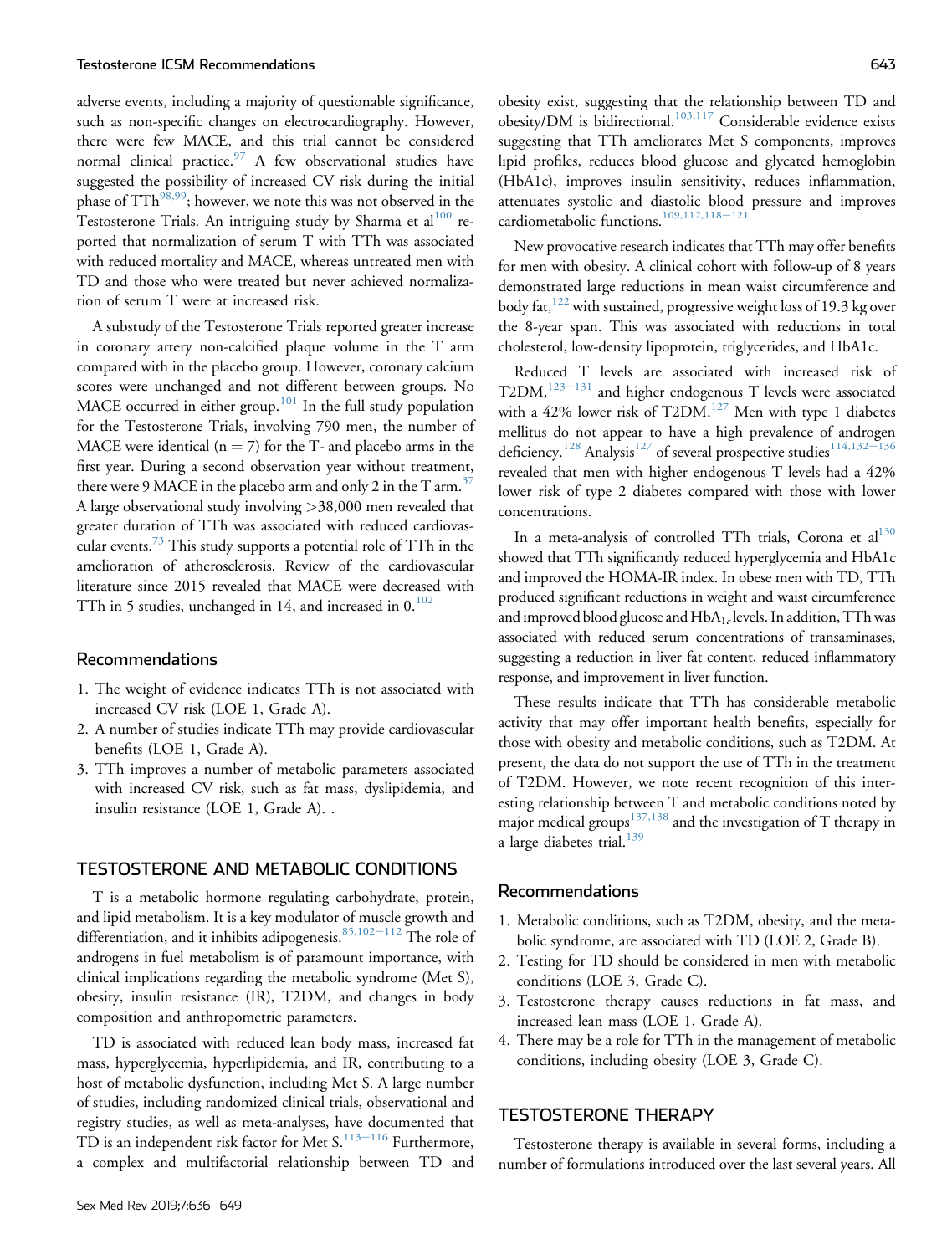adverse events, including a majority of questionable significance, such as non-specific changes on electrocardiography. However, there were few MACE, and this trial cannot be considered normal clinical practice.[97] A few observational studies have suggested the possibility of increased CV risk during the initial phase of TTh[98,99]; however, we note this was not observed in the Testosterone Trials. An intriguing study by Sharma et al[100] reported that normalization of serum T with TTh was associated with reduced mortality and MACE, whereas untreated men with TD and those who were treated but never achieved normalization of serum T were at increased risk.

A substudy of the Testosterone Trials reported greater increase in coronary artery non-calcified plaque volume in the T arm compared with in the placebo group. However, coronary calcium scores were unchanged and not different between groups. No MACE occurred in either group.[101] In the full study population for the Testosterone Trials, involving 790 men, the number of MACE were identical ($n = 7$) for the T- and placebo arms in the first year. During a second observation year without treatment, there were 9 MACE in the placebo arm and only 2 in the T arm.[37] A large observational study involving >38,000 men revealed that greater duration of TTh was associated with reduced cardiovascular events.[73] This study supports a potential role of TTh in the amelioration of atherosclerosis. Review of the cardiovascular literature since 2015 revealed that MACE were decreased with TTh in 5 studies, unchanged in 14, and increased in 0.[102]

### Recommendations

1. The weight of evidence indicates TTh is not associated with increased CV risk (LOE 1, Grade A).
2. A number of studies indicate TTh may provide cardiovascular benefits (LOE 1, Grade A).
3. TTh improves a number of metabolic parameters associated with increased CV risk, such as fat mass, dyslipidemia, and insulin resistance (LOE 1, Grade A). .

## TESTOSTERONE AND METABOLIC CONDITIONS

T is a metabolic hormone regulating carbohydrate, protein, and lipid metabolism. It is a key modulator of muscle growth and differentiation, and it inhibits adipogenesis.[85,102–112] The role of androgens in fuel metabolism is of paramount importance, with clinical implications regarding the metabolic syndrome (Met S), obesity, insulin resistance (IR), T2DM, and changes in body composition and anthropometric parameters.

TD is associated with reduced lean body mass, increased fat mass, hyperglycemia, hyperlipidemia, and IR, contributing to a host of metabolic dysfunction, including Met S. A large number of studies, including randomized clinical trials, observational and registry studies, as well as meta-analyses, have documented that TD is an independent risk factor for Met S.[113–116] Furthermore, a complex and multifactorial relationship between TD and obesity exist, suggesting that the relationship between TD and obesity/DM is bidirectional.[103,117] Considerable evidence exists suggesting that TTh ameliorates Met S components, improves lipid profiles, reduces blood glucose and glycated hemoglobin (HbA1c), improves insulin sensitivity, reduces inflammation, attenuates systolic and diastolic blood pressure and improves cardiometabolic functions.[109,112,118–121]

New provocative research indicates that TTh may offer benefits for men with obesity. A clinical cohort with follow-up of 8 years demonstrated large reductions in mean waist circumference and body fat,[122] with sustained, progressive weight loss of 19.3 kg over the 8-year span. This was associated with reductions in total cholesterol, low-density lipoprotein, triglycerides, and HbA1c.

Reduced T levels are associated with increased risk of T2DM,[123–131] and higher endogenous T levels were associated with a 42% lower risk of T2DM.[127] Men with type 1 diabetes mellitus do not appear to have a high prevalence of androgen deficiency.[128] Analysis[127] of several prospective studies[114,132–136] revealed that men with higher endogenous T levels had a 42% lower risk of type 2 diabetes compared with those with lower concentrations.

In a meta-analysis of controlled TTh trials, Corona et al[130] showed that TTh significantly reduced hyperglycemia and HbA1c and improved the HOMA-IR index. In obese men with TD, TTh produced significant reductions in weight and waist circumference and improved blood glucose and $HbA_{1c}$ levels. In addition, TTh was associated with reduced serum concentrations of transaminases, suggesting a reduction in liver fat content, reduced inflammatory response, and improvement in liver function.

These results indicate that TTh has considerable metabolic activity that may offer important health benefits, especially for those with obesity and metabolic conditions, such as T2DM. At present, the data do not support the use of TTh in the treatment of T2DM. However, we note recent recognition of this interesting relationship between T and metabolic conditions noted by major medical groups[137,138] and the investigation of T therapy in a large diabetes trial.[139]

### Recommendations

1. Metabolic conditions, such as T2DM, obesity, and the metabolic syndrome, are associated with TD (LOE 2, Grade B).
2. Testing for TD should be considered in men with metabolic conditions (LOE 3, Grade C).
3. Testosterone therapy causes reductions in fat mass, and increased lean mass (LOE 1, Grade A).
4. There may be a role for TTh in the management of metabolic conditions, including obesity (LOE 3, Grade C).

## TESTOSTERONE THERAPY

Testosterone therapy is available in several forms, including a number of formulations introduced over the last several years. All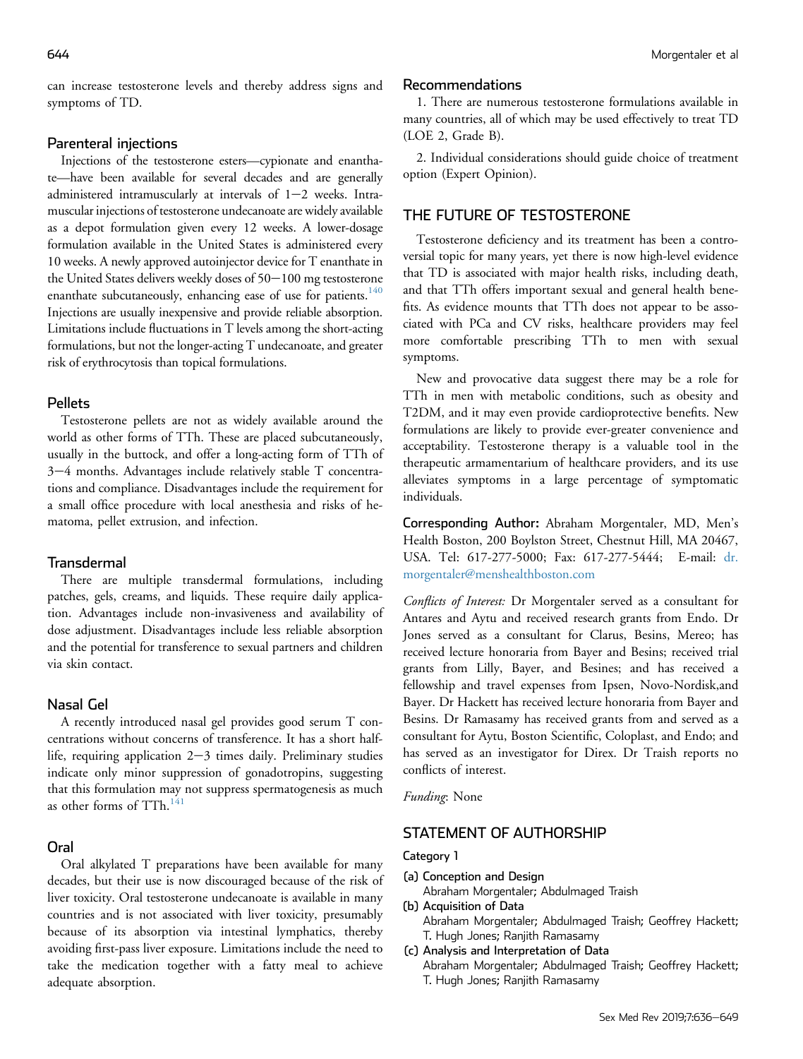can increase testosterone levels and thereby address signs and symptoms of TD.

### Parenteral injections

Injections of the testosterone esters—cypionate and enanthate—have been available for several decades and are generally administered intramuscularly at intervals of 1−2 weeks. Intramuscular injections of testosterone undecanoate are widely available as a depot formulation given every 12 weeks. A lower-dosage formulation available in the United States is administered every 10 weeks. A newly approved autoinjector device for T enanthate in the United States delivers weekly doses of 50−100 mg testosterone enanthate subcutaneously, enhancing ease of use for patients.[140] Injections are usually inexpensive and provide reliable absorption. Limitations include fluctuations in T levels among the short-acting formulations, but not the longer-acting T undecanoate, and greater risk of erythrocytosis than topical formulations.

### Pellets

Testosterone pellets are not as widely available around the world as other forms of TTh. These are placed subcutaneously, usually in the buttock, and offer a long-acting form of TTh of 3−4 months. Advantages include relatively stable T concentrations and compliance. Disadvantages include the requirement for a small office procedure with local anesthesia and risks of hematoma, pellet extrusion, and infection.

### Transdermal

There are multiple transdermal formulations, including patches, gels, creams, and liquids. These require daily application. Advantages include non-invasiveness and availability of dose adjustment. Disadvantages include less reliable absorption and the potential for transference to sexual partners and children via skin contact.

### Nasal Gel

A recently introduced nasal gel provides good serum T concentrations without concerns of transference. It has a short half-life, requiring application 2−3 times daily. Preliminary studies indicate only minor suppression of gonadotropins, suggesting that this formulation may not suppress spermatogenesis as much as other forms of TTh.[141]

### Oral

Oral alkylated T preparations have been available for many decades, but their use is now discouraged because of the risk of liver toxicity. Oral testosterone undecanoate is available in many countries and is not associated with liver toxicity, presumably because of its absorption via intestinal lymphatics, thereby avoiding first-pass liver exposure. Limitations include the need to take the medication together with a fatty meal to achieve adequate absorption.

### Recommendations

1. There are numerous testosterone formulations available in many countries, all of which may be used effectively to treat TD (LOE 2, Grade B).

2. Individual considerations should guide choice of treatment option (Expert Opinion).

## THE FUTURE OF TESTOSTERONE

Testosterone deficiency and its treatment has been a controversial topic for many years, yet there is now high-level evidence that TD is associated with major health risks, including death, and that TTh offers important sexual and general health benefits. As evidence mounts that TTh does not appear to be associated with PCa and CV risks, healthcare providers may feel more comfortable prescribing TTh to men with sexual symptoms.

New and provocative data suggest there may be a role for TTh in men with metabolic conditions, such as obesity and T2DM, and it may even provide cardioprotective benefits. New formulations are likely to provide ever-greater convenience and acceptability. Testosterone therapy is a valuable tool in the therapeutic armamentarium of healthcare providers, and its use alleviates symptoms in a large percentage of symptomatic individuals.

**Corresponding Author:** Abraham Morgentaler, MD, Men's Health Boston, 200 Boylston Street, Chestnut Hill, MA 20467, USA. Tel: 617-277-5000; Fax: 617-277-5444; E-mail: dr.morgentaler@menshealthboston.com

*Conflicts of Interest:* Dr Morgentaler served as a consultant for Antares and Aytu and received research grants from Endo. Dr Jones served as a consultant for Clarus, Besins, Mereo; has received lecture honoraria from Bayer and Besins; received trial grants from Lilly, Bayer, and Besines; and has received a fellowship and travel expenses from Ipsen, Novo-Nordisk,and Bayer. Dr Hackett has received lecture honoraria from Bayer and Besins. Dr Ramasamy has received grants from and served as a consultant for Aytu, Boston Scientific, Coloplast, and Endo; and has served as an investigator for Direx. Dr Traish reports no conflicts of interest.

*Funding*: None

## STATEMENT OF AUTHORSHIP

### Category 1

**(a) Conception and Design**
Abraham Morgentaler; Abdulmaged Traish

**(b) Acquisition of Data**
Abraham Morgentaler; Abdulmaged Traish; Geoffrey Hackett; T. Hugh Jones; Ranjith Ramasamy

**(c) Analysis and Interpretation of Data**
Abraham Morgentaler; Abdulmaged Traish; Geoffrey Hackett; T. Hugh Jones; Ranjith Ramasamy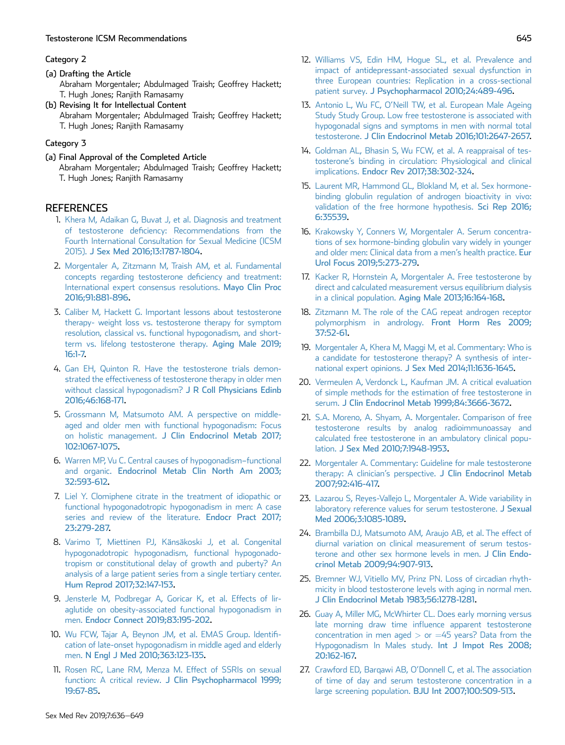Category 2

(a) Drafting the Article
Abraham Morgentaler; Abdulmaged Traish; Geoffrey Hackett; T. Hugh Jones; Ranjith Ramasamy

(b) Revising It for Intellectual Content
Abraham Morgentaler; Abdulmaged Traish; Geoffrey Hackett; T. Hugh Jones; Ranjith Ramasamy

Category 3

(a) Final Approval of the Completed Article
Abraham Morgentaler; Abdulmaged Traish; Geoffrey Hackett; T. Hugh Jones; Ranjith Ramasamy

## REFERENCES

1. Khera M, Adaikan G, Buvat J, et al. Diagnosis and treatment of testosterone deficiency: Recommendations from the Fourth International Consultation for Sexual Medicine (ICSM 2015). J Sex Med 2016;13:1787-1804.
2. Morgentaler A, Zitzmann M, Traish AM, et al. Fundamental concepts regarding testosterone deficiency and treatment: International expert consensus resolutions. Mayo Clin Proc 2016;91:881-896.
3. Caliber M, Hackett G. Important lessons about testosterone therapy- weight loss vs. testosterone therapy for symptom resolution, classical vs. functional hypogonadism, and short-term vs. lifelong testosterone therapy. Aging Male 2019; 16:1-7.
4. Gan EH, Quinton R. Have the testosterone trials demonstrated the effectiveness of testosterone therapy in older men without classical hypogonadism? J R Coll Physicians Edinb 2016;46:168-171.
5. Grossmann M, Matsumoto AM. A perspective on middle-aged and older men with functional hypogonadism: Focus on holistic management. J Clin Endocrinol Metab 2017; 102:1067-1075.
6. Warren MP, Vu C. Central causes of hypogonadism–functional and organic. Endocrinol Metab Clin North Am 2003; 32:593-612.
7. Liel Y. Clomiphene citrate in the treatment of idiopathic or functional hypogonadotropic hypogonadism in men: A case series and review of the literature. Endocr Pract 2017; 23:279-287.
8. Varimo T, Miettinen PJ, Känsäkoski J, et al. Congenital hypogonadotropic hypogonadism, functional hypogonadotropism or constitutional delay of growth and puberty? An analysis of a large patient series from a single tertiary center. Hum Reprod 2017;32:147-153.
9. Jensterle M, Podbregar A, Goricar K, et al. Effects of liraglutide on obesity-associated functional hypogonadism in men. Endocr Connect 2019;83:195-202.
10. Wu FCW, Tajar A, Beynon JM, et al. EMAS Group. Identification of late-onset hypogonadism in middle aged and elderly men. N Engl J Med 2010;363:123-135.
11. Rosen RC, Lane RM, Menza M. Effect of SSRIs on sexual function: A critical review. J Clin Psychopharmacol 1999; 19:67-85.
12. Williams VS, Edin HM, Hogue SL, et al. Prevalence and impact of antidepressant-associated sexual dysfunction in three European countries: Replication in a cross-sectional patient survey. J Psychopharmacol 2010;24:489-496.
13. Antonio L, Wu FC, O'Neill TW, et al. European Male Ageing Study Study Group. Low free testosterone is associated with hypogonadal signs and symptoms in men with normal total testosterone. J Clin Endocrinol Metab 2016;101:2647-2657.
14. Goldman AL, Bhasin S, Wu FCW, et al. A reappraisal of testosterone's binding in circulation: Physiological and clinical implications. Endocr Rev 2017;38:302-324.
15. Laurent MR, Hammond GL, Blokland M, et al. Sex hormone-binding globulin regulation of androgen bioactivity in vivo: validation of the free hormone hypothesis. Sci Rep 2016; 6:35539.
16. Krakowsky Y, Conners W, Morgentaler A. Serum concentrations of sex hormone-binding globulin vary widely in younger and older men: Clinical data from a men's health practice. Eur Urol Focus 2019;5:273-279.
17. Kacker R, Hornstein A, Morgentaler A. Free testosterone by direct and calculated measurement versus equilibrium dialysis in a clinical population. Aging Male 2013;16:164-168.
18. Zitzmann M. The role of the CAG repeat androgen receptor polymorphism in andrology. Front Horm Res 2009; 37:52-61.
19. Morgentaler A, Khera M, Maggi M, et al. Commentary: Who is a candidate for testosterone therapy? A synthesis of international expert opinions. J Sex Med 2014;11:1636-1645.
20. Vermeulen A, Verdonck L, Kaufman JM. A critical evaluation of simple methods for the estimation of free testosterone in serum. J Clin Endocrinol Metab 1999;84:3666-3672.
21. S.A. Moreno, A. Shyam, A. Morgentaler. Comparison of free testosterone results by analog radioimmunoassay and calculated free testosterone in an ambulatory clinical population. J Sex Med 2010;7:1948-1953.
22. Morgentaler A. Commentary: Guideline for male testosterone therapy: A clinician's perspective. J Clin Endocrinol Metab 2007;92:416-417.
23. Lazarou S, Reyes-Vallejo L, Morgentaler A. Wide variability in laboratory reference values for serum testosterone. J Sexual Med 2006;3:1085-1089.
24. Brambilla DJ, Matsumoto AM, Araujo AB, et al. The effect of diurnal variation on clinical measurement of serum testosterone and other sex hormone levels in men. J Clin Endocrinol Metab 2009;94:907-913.
25. Bremner WJ, Vitiello MV, Prinz PN. Loss of circadian rhythmicity in blood testosterone levels with aging in normal men. J Clin Endocrinol Metab 1983;56:1278-1281.
26. Guay A, Miller MG, McWhirter CL. Does early morning versus late morning draw time influence apparent testosterone concentration in men aged > or =45 years? Data from the Hypogonadism In Males study. Int J Impot Res 2008; 20:162-167.
27. Crawford ED, Barqawi AB, O'Donnell C, et al. The association of time of day and serum testosterone concentration in a large screening population. BJU Int 2007;100:509-513.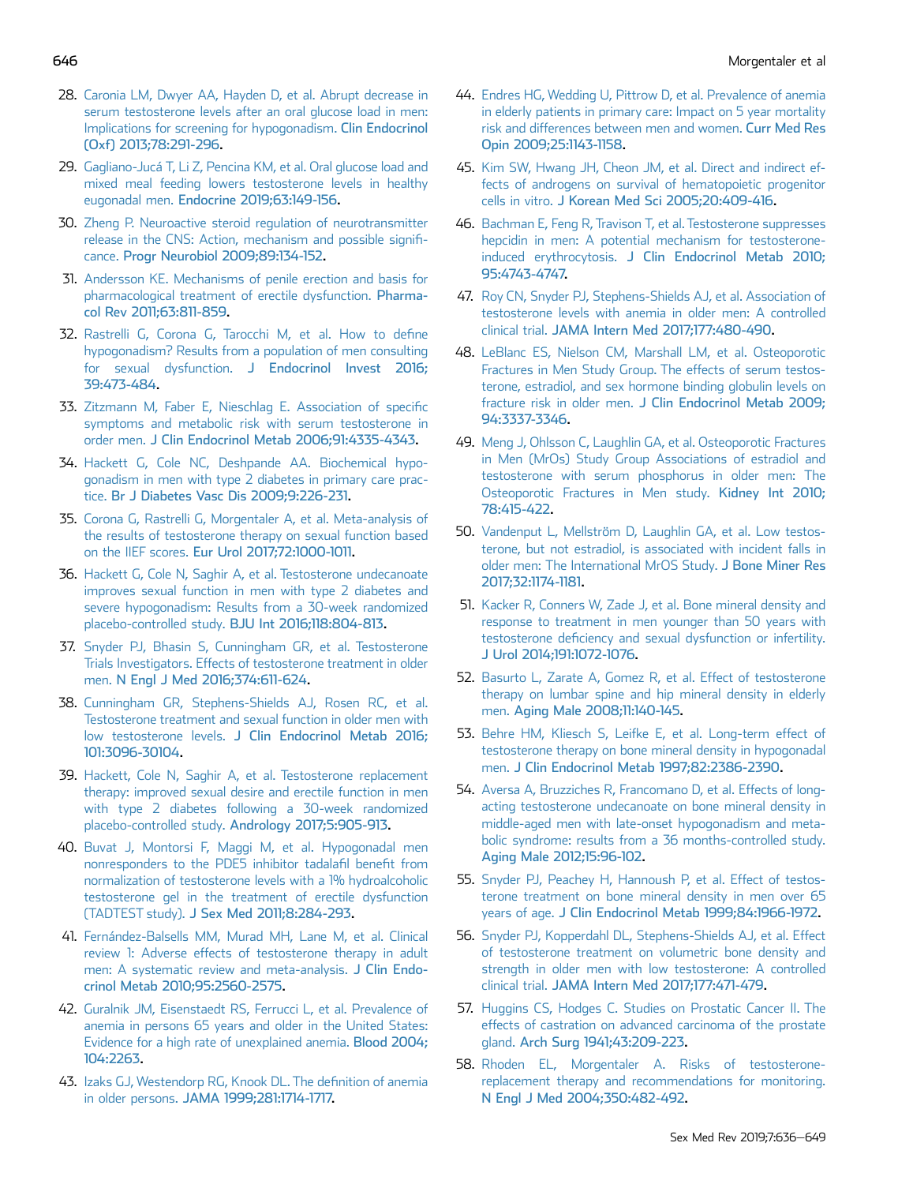28. Caronia LM, Dwyer AA, Hayden D, et al. Abrupt decrease in serum testosterone levels after an oral glucose load in men: Implications for screening for hypogonadism. Clin Endocrinol (Oxf) 2013;78:291-296.
29. Gagliano-Jucá T, Li Z, Pencina KM, et al. Oral glucose load and mixed meal feeding lowers testosterone levels in healthy eugonadal men. Endocrine 2019;63:149-156.
30. Zheng P. Neuroactive steroid regulation of neurotransmitter release in the CNS: Action, mechanism and possible significance. Progr Neurobiol 2009;89:134-152.
31. Andersson KE. Mechanisms of penile erection and basis for pharmacological treatment of erectile dysfunction. Pharmacol Rev 2011;63:811-859.
32. Rastrelli G, Corona G, Tarocchi M, et al. How to define hypogonadism? Results from a population of men consulting for sexual dysfunction. J Endocrinol Invest 2016;39:473-484.
33. Zitzmann M, Faber E, Nieschlag E. Association of specific symptoms and metabolic risk with serum testosterone in order men. J Clin Endocrinol Metab 2006;91:4335-4343.
34. Hackett G, Cole NC, Deshpande AA. Biochemical hypogonadism in men with type 2 diabetes in primary care practice. Br J Diabetes Vasc Dis 2009;9:226-231.
35. Corona G, Rastrelli G, Morgentaler A, et al. Meta-analysis of the results of testosterone therapy on sexual function based on the IIEF scores. Eur Urol 2017;72:1000-1011.
36. Hackett G, Cole N, Saghir A, et al. Testosterone undecanoate improves sexual function in men with type 2 diabetes and severe hypogonadism: Results from a 30-week randomized placebo-controlled study. BJU Int 2016;118:804-813.
37. Snyder PJ, Bhasin S, Cunningham GR, et al. Testosterone Trials Investigators. Effects of testosterone treatment in older men. N Engl J Med 2016;374:611-624.
38. Cunningham GR, Stephens-Shields AJ, Rosen RC, et al. Testosterone treatment and sexual function in older men with low testosterone levels. J Clin Endocrinol Metab 2016;101:3096-30104.
39. Hackett, Cole N, Saghir A, et al. Testosterone replacement therapy: improved sexual desire and erectile function in men with type 2 diabetes following a 30-week randomized placebo-controlled study. Andrology 2017;5:905-913.
40. Buvat J, Montorsi F, Maggi M, et al. Hypogonadal men nonresponders to the PDE5 inhibitor tadalafil benefit from normalization of testosterone levels with a 1% hydroalcoholic testosterone gel in the treatment of erectile dysfunction (TADTEST study). J Sex Med 2011;8:284-293.
41. Fernández-Balsells MM, Murad MH, Lane M, et al. Clinical review 1: Adverse effects of testosterone therapy in adult men: A systematic review and meta-analysis. J Clin Endocrinol Metab 2010;95:2560-2575.
42. Guralnik JM, Eisenstaedt RS, Ferrucci L, et al. Prevalence of anemia in persons 65 years and older in the United States: Evidence for a high rate of unexplained anemia. Blood 2004;104:2263.
43. Izaks GJ, Westendorp RG, Knook DL. The definition of anemia in older persons. JAMA 1999;281:1714-1717.
44. Endres HG, Wedding U, Pittrow D, et al. Prevalence of anemia in elderly patients in primary care: Impact on 5 year mortality risk and differences between men and women. Curr Med Res Opin 2009;25:1143-1158.
45. Kim SW, Hwang JH, Cheon JM, et al. Direct and indirect effects of androgens on survival of hematopoietic progenitor cells in vitro. J Korean Med Sci 2005;20:409-416.
46. Bachman E, Feng R, Travison T, et al. Testosterone suppresses hepcidin in men: A potential mechanism for testosterone-induced erythrocytosis. J Clin Endocrinol Metab 2010;95:4743-4747.
47. Roy CN, Snyder PJ, Stephens-Shields AJ, et al. Association of testosterone levels with anemia in older men: A controlled clinical trial. JAMA Intern Med 2017;177:480-490.
48. LeBlanc ES, Nielson CM, Marshall LM, et al. Osteoporotic Fractures in Men Study Group. The effects of serum testosterone, estradiol, and sex hormone binding globulin levels on fracture risk in older men. J Clin Endocrinol Metab 2009;94:3337-3346.
49. Meng J, Ohlsson C, Laughlin GA, et al. Osteoporotic Fractures in Men (MrOs) Study Group Associations of estradiol and testosterone with serum phosphorus in older men: The Osteoporotic Fractures in Men study. Kidney Int 2010;78:415-422.
50. Vandenput L, Mellström D, Laughlin GA, et al. Low testosterone, but not estradiol, is associated with incident falls in older men: The International MrOS Study. J Bone Miner Res 2017;32:1174-1181.
51. Kacker R, Conners W, Zade J, et al. Bone mineral density and response to treatment in men younger than 50 years with testosterone deficiency and sexual dysfunction or infertility. J Urol 2014;191:1072-1076.
52. Basurto L, Zarate A, Gomez R, et al. Effect of testosterone therapy on lumbar spine and hip mineral density in elderly men. Aging Male 2008;11:140-145.
53. Behre HM, Kliesch S, Leifke E, et al. Long-term effect of testosterone therapy on bone mineral density in hypogonadal men. J Clin Endocrinol Metab 1997;82:2386-2390.
54. Aversa A, Bruzziches R, Francomano D, et al. Effects of long-acting testosterone undecanoate on bone mineral density in middle-aged men with late-onset hypogonadism and metabolic syndrome: results from a 36 months-controlled study. Aging Male 2012;15:96-102.
55. Snyder PJ, Peachey H, Hannoush P, et al. Effect of testosterone treatment on bone mineral density in men over 65 years of age. J Clin Endocrinol Metab 1999;84:1966-1972.
56. Snyder PJ, Kopperdahl DL, Stephens-Shields AJ, et al. Effect of testosterone treatment on volumetric bone density and strength in older men with low testosterone: A controlled clinical trial. JAMA Intern Med 2017;177:471-479.
57. Huggins CS, Hodges C. Studies on Prostatic Cancer II. The effects of castration on advanced carcinoma of the prostate gland. Arch Surg 1941;43:209-223.
58. Rhoden EL, Morgentaler A. Risks of testosterone-replacement therapy and recommendations for monitoring. N Engl J Med 2004;350:482-492.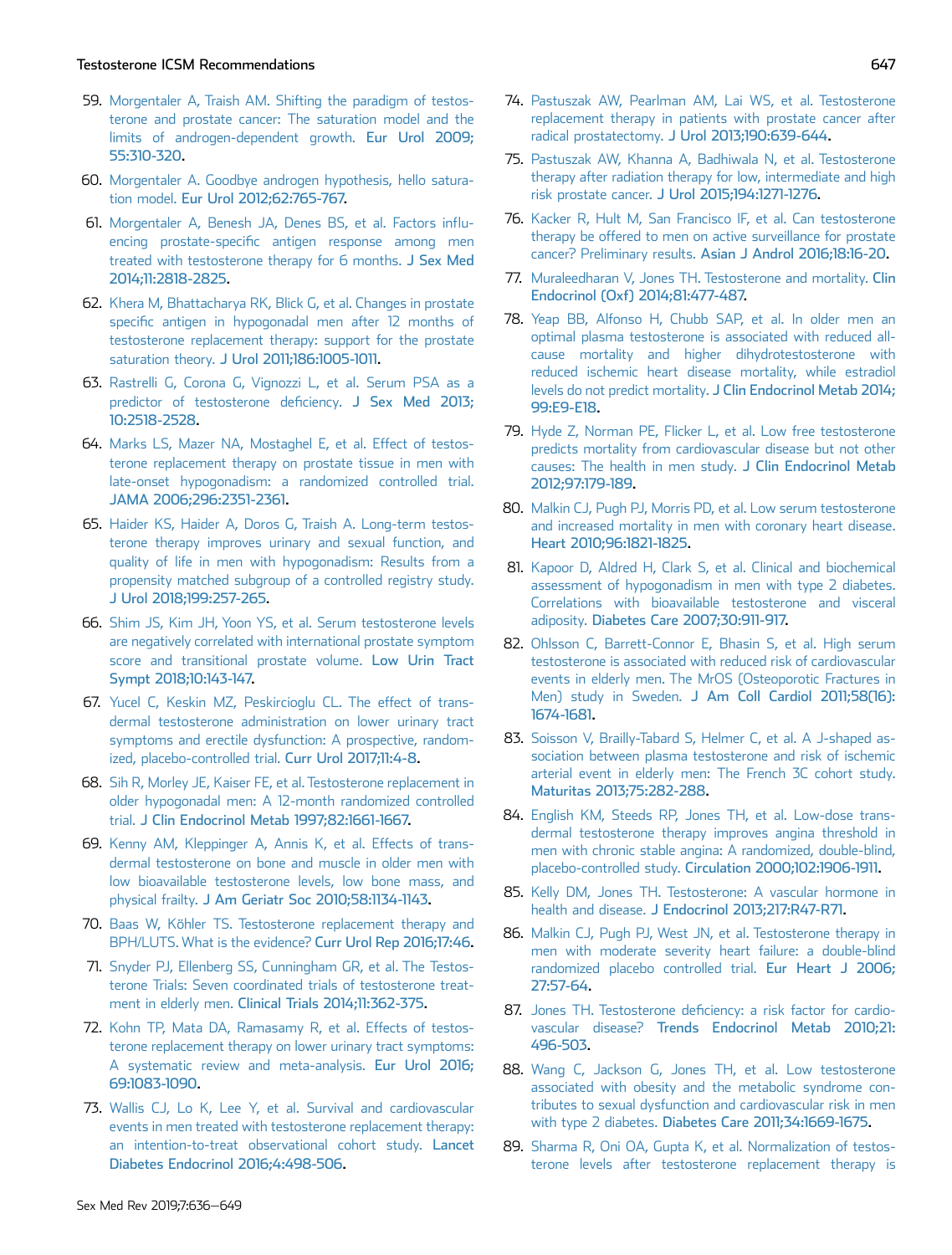59. Morgentaler A, Traish AM. Shifting the paradigm of testosterone and prostate cancer: The saturation model and the limits of androgen-dependent growth. Eur Urol 2009; 55:310-320.
60. Morgentaler A. Goodbye androgen hypothesis, hello saturation model. Eur Urol 2012;62:765-767.
61. Morgentaler A, Benesh JA, Denes BS, et al. Factors influencing prostate-specific antigen response among men treated with testosterone therapy for 6 months. J Sex Med 2014;11:2818-2825.
62. Khera M, Bhattacharya RK, Blick G, et al. Changes in prostate specific antigen in hypogonadal men after 12 months of testosterone replacement therapy: support for the prostate saturation theory. J Urol 2011;186:1005-1011.
63. Rastrelli G, Corona G, Vignozzi L, et al. Serum PSA as a predictor of testosterone deficiency. J Sex Med 2013; 10:2518-2528.
64. Marks LS, Mazer NA, Mostaghel E, et al. Effect of testosterone replacement therapy on prostate tissue in men with late-onset hypogonadism: a randomized controlled trial. JAMA 2006;296:2351-2361.
65. Haider KS, Haider A, Doros G, Traish A. Long-term testosterone therapy improves urinary and sexual function, and quality of life in men with hypogonadism: Results from a propensity matched subgroup of a controlled registry study. J Urol 2018;199:257-265.
66. Shim JS, Kim JH, Yoon YS, et al. Serum testosterone levels are negatively correlated with international prostate symptom score and transitional prostate volume. Low Urin Tract Sympt 2018;10:143-147.
67. Yucel C, Keskin MZ, Peskircioglu CL. The effect of transdermal testosterone administration on lower urinary tract symptoms and erectile dysfunction: A prospective, randomized, placebo-controlled trial. Curr Urol 2017;11:4-8.
68. Sih R, Morley JE, Kaiser FE, et al. Testosterone replacement in older hypogonadal men: A 12-month randomized controlled trial. J Clin Endocrinol Metab 1997;82:1661-1667.
69. Kenny AM, Kleppinger A, Annis K, et al. Effects of transdermal testosterone on bone and muscle in older men with low bioavailable testosterone levels, low bone mass, and physical frailty. J Am Geriatr Soc 2010;58:1134-1143.
70. Baas W, Köhler TS. Testosterone replacement therapy and BPH/LUTS. What is the evidence? Curr Urol Rep 2016;17:46.
71. Snyder PJ, Ellenberg SS, Cunningham GR, et al. The Testosterone Trials: Seven coordinated trials of testosterone treatment in elderly men. Clinical Trials 2014;11:362-375.
72. Kohn TP, Mata DA, Ramasamy R, et al. Effects of testosterone replacement therapy on lower urinary tract symptoms: A systematic review and meta-analysis. Eur Urol 2016; 69:1083-1090.
73. Wallis CJ, Lo K, Lee Y, et al. Survival and cardiovascular events in men treated with testosterone replacement therapy: an intention-to-treat observational cohort study. Lancet Diabetes Endocrinol 2016;4:498-506.
74. Pastuszak AW, Pearlman AM, Lai WS, et al. Testosterone replacement therapy in patients with prostate cancer after radical prostatectomy. J Urol 2013;190:639-644.
75. Pastuszak AW, Khanna A, Badhiwala N, et al. Testosterone therapy after radiation therapy for low, intermediate and high risk prostate cancer. J Urol 2015;194:1271-1276.
76. Kacker R, Hult M, San Francisco IF, et al. Can testosterone therapy be offered to men on active surveillance for prostate cancer? Preliminary results. Asian J Androl 2016;18:16-20.
77. Muraleedharan V, Jones TH. Testosterone and mortality. Clin Endocrinol (Oxf) 2014;81:477-487.
78. Yeap BB, Alfonso H, Chubb SAP, et al. In older men an optimal plasma testosterone is associated with reduced all-cause mortality and higher dihydrotestosterone with reduced ischemic heart disease mortality, while estradiol levels do not predict mortality. J Clin Endocrinol Metab 2014; 99:E9-E18.
79. Hyde Z, Norman PE, Flicker L, et al. Low free testosterone predicts mortality from cardiovascular disease but not other causes: The health in men study. J Clin Endocrinol Metab 2012;97:179-189.
80. Malkin CJ, Pugh PJ, Morris PD, et al. Low serum testosterone and increased mortality in men with coronary heart disease. Heart 2010;96:1821-1825.
81. Kapoor D, Aldred H, Clark S, et al. Clinical and biochemical assessment of hypogonadism in men with type 2 diabetes. Correlations with bioavailable testosterone and visceral adiposity. Diabetes Care 2007;30:911-917.
82. Ohlsson C, Barrett-Connor E, Bhasin S, et al. High serum testosterone is associated with reduced risk of cardiovascular events in elderly men. The MrOS (Osteoporotic Fractures in Men) study in Sweden. J Am Coll Cardiol 2011;58(16): 1674-1681.
83. Soisson V, Brailly-Tabard S, Helmer C, et al. A J-shaped association between plasma testosterone and risk of ischemic arterial event in elderly men: The French 3C cohort study. Maturitas 2013;75:282-288.
84. English KM, Steeds RP, Jones TH, et al. Low-dose transdermal testosterone therapy improves angina threshold in men with chronic stable angina: A randomized, double-blind, placebo-controlled study. Circulation 2000;102:1906-1911.
85. Kelly DM, Jones TH. Testosterone: A vascular hormone in health and disease. J Endocrinol 2013;217:R47-R71.
86. Malkin CJ, Pugh PJ, West JN, et al. Testosterone therapy in men with moderate severity heart failure: a double-blind randomized placebo controlled trial. Eur Heart J 2006; 27:57-64.
87. Jones TH. Testosterone deficiency: a risk factor for cardiovascular disease? Trends Endocrinol Metab 2010;21: 496-503.
88. Wang C, Jackson G, Jones TH, et al. Low testosterone associated with obesity and the metabolic syndrome contributes to sexual dysfunction and cardiovascular risk in men with type 2 diabetes. Diabetes Care 2011;34:1669-1675.
89. Sharma R, Oni OA, Gupta K, et al. Normalization of testosterone levels after testosterone replacement therapy is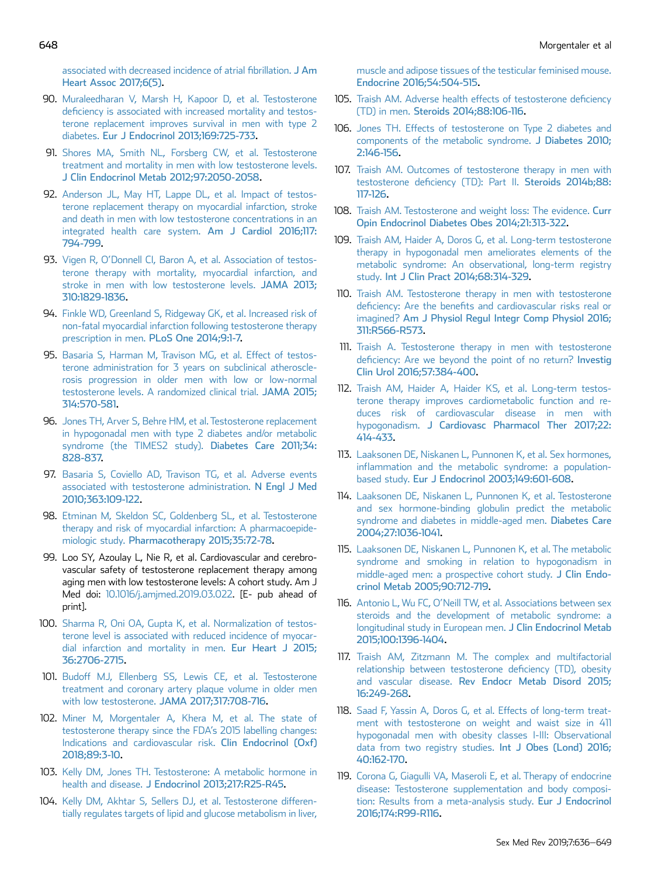associated with decreased incidence of atrial fibrillation. J Am Heart Assoc 2017;6(5).

90. Muraleedharan V, Marsh H, Kapoor D, et al. Testosterone deficiency is associated with increased mortality and testosterone replacement improves survival in men with type 2 diabetes. Eur J Endocrinol 2013;169:725-733.
91. Shores MA, Smith NL, Forsberg CW, et al. Testosterone treatment and mortality in men with low testosterone levels. J Clin Endocrinol Metab 2012;97:2050-2058.
92. Anderson JL, May HT, Lappe DL, et al. Impact of testosterone replacement therapy on myocardial infarction, stroke and death in men with low testosterone concentrations in an integrated health care system. Am J Cardiol 2016;117:794-799.
93. Vigen R, O'Donnell CI, Baron A, et al. Association of testosterone therapy with mortality, myocardial infarction, and stroke in men with low testosterone levels. JAMA 2013;310:1829-1836.
94. Finkle WD, Greenland S, Ridgeway GK, et al. Increased risk of non-fatal myocardial infarction following testosterone therapy prescription in men. PLoS One 2014;9:1-7.
95. Basaria S, Harman M, Travison MG, et al. Effect of testosterone administration for 3 years on subclinical atherosclerosis progression in older men with low or low-normal testosterone levels. A randomized clinical trial. JAMA 2015;314:570-581.
96. Jones TH, Arver S, Behre HM, et al. Testosterone replacement in hypogonadal men with type 2 diabetes and/or metabolic syndrome (the TIMES2 study). Diabetes Care 2011;34:828-837.
97. Basaria S, Coviello AD, Travison TG, et al. Adverse events associated with testosterone administration. N Engl J Med 2010;363:109-122.
98. Etminan M, Skeldon SC, Goldenberg SL, et al. Testosterone therapy and risk of myocardial infarction: A pharmacoepidemiologic study. Pharmacotherapy 2015;35:72-78.
99. Loo SY, Azoulay L, Nie R, et al. Cardiovascular and cerebrovascular safety of testosterone replacement therapy among aging men with low testosterone levels: A cohort study. Am J Med doi: 10.1016/j.amjmed.2019.03.022. [E- pub ahead of print].
100. Sharma R, Oni OA, Gupta K, et al. Normalization of testosterone level is associated with reduced incidence of myocardial infarction and mortality in men. Eur Heart J 2015;36:2706-2715.
101. Budoff MJ, Ellenberg SS, Lewis CE, et al. Testosterone treatment and coronary artery plaque volume in older men with low testosterone. JAMA 2017;317:708-716.
102. Miner M, Morgentaler A, Khera M, et al. The state of testosterone therapy since the FDA's 2015 labelling changes: Indications and cardiovascular risk. Clin Endocrinol (Oxf) 2018;89:3-10.
103. Kelly DM, Jones TH. Testosterone: A metabolic hormone in health and disease. J Endocrinol 2013;217:R25-R45.
104. Kelly DM, Akhtar S, Sellers DJ, et al. Testosterone differentially regulates targets of lipid and glucose metabolism in liver, muscle and adipose tissues of the testicular feminised mouse. Endocrine 2016;54:504-515.
105. Traish AM. Adverse health effects of testosterone deficiency (TD) in men. Steroids 2014;88:106-116.
106. Jones TH. Effects of testosterone on Type 2 diabetes and components of the metabolic syndrome. J Diabetes 2010;2:146-156.
107. Traish AM. Outcomes of testosterone therapy in men with testosterone deficiency (TD): Part II. Steroids 2014b;88:117-126.
108. Traish AM. Testosterone and weight loss: The evidence. Curr Opin Endocrinol Diabetes Obes 2014;21:313-322.
109. Traish AM, Haider A, Doros G, et al. Long-term testosterone therapy in hypogonadal men ameliorates elements of the metabolic syndrome: An observational, long-term registry study. Int J Clin Pract 2014;68:314-329.
110. Traish AM. Testosterone therapy in men with testosterone deficiency: Are the benefits and cardiovascular risks real or imagined? Am J Physiol Regul Integr Comp Physiol 2016;311:R566-R573.
111. Traish A. Testosterone therapy in men with testosterone deficiency: Are we beyond the point of no return? Investig Clin Urol 2016;57:384-400.
112. Traish AM, Haider A, Haider KS, et al. Long-term testosterone therapy improves cardiometabolic function and reduces risk of cardiovascular disease in men with hypogonadism. J Cardiovasc Pharmacol Ther 2017;22:414-433.
113. Laaksonen DE, Niskanen L, Punnonen K, et al. Sex hormones, inflammation and the metabolic syndrome: a population-based study. Eur J Endocrinol 2003;149:601-608.
114. Laaksonen DE, Niskanen L, Punnonen K, et al. Testosterone and sex hormone-binding globulin predict the metabolic syndrome and diabetes in middle-aged men. Diabetes Care 2004;27:1036-1041.
115. Laaksonen DE, Niskanen L, Punnonen K, et al. The metabolic syndrome and smoking in relation to hypogonadism in middle-aged men: a prospective cohort study. J Clin Endocrinol Metab 2005;90:712-719.
116. Antonio L, Wu FC, O'Neill TW, et al. Associations between sex steroids and the development of metabolic syndrome: a longitudinal study in European men. J Clin Endocrinol Metab 2015;100:1396-1404.
117. Traish AM, Zitzmann M. The complex and multifactorial relationship between testosterone deficiency (TD), obesity and vascular disease. Rev Endocr Metab Disord 2015;16:249-268.
118. Saad F, Yassin A, Doros G, et al. Effects of long-term treatment with testosterone on weight and waist size in 411 hypogonadal men with obesity classes I-III: Observational data from two registry studies. Int J Obes (Lond) 2016;40:162-170.
119. Corona G, Giagulli VA, Maseroli E, et al. Therapy of endocrine disease: Testosterone supplementation and body composition: Results from a meta-analysis study. Eur J Endocrinol 2016;174:R99-R116.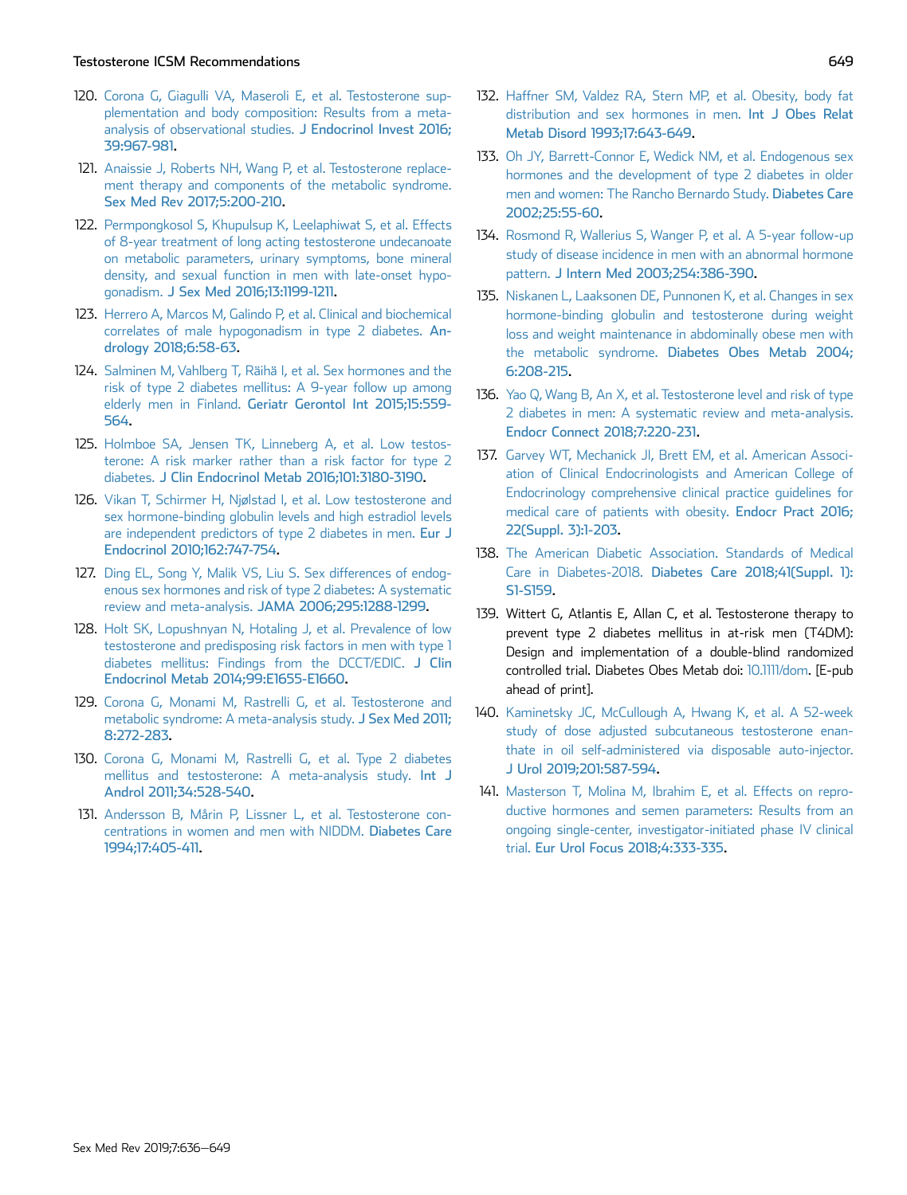120. Corona G, Giagulli VA, Maseroli E, et al. Testosterone supplementation and body composition: Results from a meta-analysis of observational studies. J Endocrinol Invest 2016;39:967-981.
121. Anaissie J, Roberts NH, Wang P, et al. Testosterone replacement therapy and components of the metabolic syndrome. Sex Med Rev 2017;5:200-210.
122. Permpongkosol S, Khupulsup K, Leelaphiwat S, et al. Effects of 8-year treatment of long acting testosterone undecanoate on metabolic parameters, urinary symptoms, bone mineral density, and sexual function in men with late-onset hypogonadism. J Sex Med 2016;13:1199-1211.
123. Herrero A, Marcos M, Galindo P, et al. Clinical and biochemical correlates of male hypogonadism in type 2 diabetes. Andrology 2018;6:58-63.
124. Salminen M, Vahlberg T, Räihä I, et al. Sex hormones and the risk of type 2 diabetes mellitus: A 9-year follow up among elderly men in Finland. Geriatr Gerontol Int 2015;15:559-564.
125. Holmboe SA, Jensen TK, Linneberg A, et al. Low testosterone: A risk marker rather than a risk factor for type 2 diabetes. J Clin Endocrinol Metab 2016;101:3180-3190.
126. Vikan T, Schirmer H, Njølstad I, et al. Low testosterone and sex hormone-binding globulin levels and high estradiol levels are independent predictors of type 2 diabetes in men. Eur J Endocrinol 2010;162:747-754.
127. Ding EL, Song Y, Malik VS, Liu S. Sex differences of endogenous sex hormones and risk of type 2 diabetes: A systematic review and meta-analysis. JAMA 2006;295:1288-1299.
128. Holt SK, Lopushnyan N, Hotaling J, et al. Prevalence of low testosterone and predisposing risk factors in men with type 1 diabetes mellitus: Findings from the DCCT/EDIC. J Clin Endocrinol Metab 2014;99:E1655-E1660.
129. Corona G, Monami M, Rastrelli G, et al. Testosterone and metabolic syndrome: A meta-analysis study. J Sex Med 2011;8:272-283.
130. Corona G, Monami M, Rastrelli G, et al. Type 2 diabetes mellitus and testosterone: A meta-analysis study. Int J Androl 2011;34:528-540.
131. Andersson B, Mårin P, Lissner L, et al. Testosterone concentrations in women and men with NIDDM. Diabetes Care 1994;17:405-411.
132. Haffner SM, Valdez RA, Stern MP, et al. Obesity, body fat distribution and sex hormones in men. Int J Obes Relat Metab Disord 1993;17:643-649.
133. Oh JY, Barrett-Connor E, Wedick NM, et al. Endogenous sex hormones and the development of type 2 diabetes in older men and women: The Rancho Bernardo Study. Diabetes Care 2002;25:55-60.
134. Rosmond R, Wallerius S, Wanger P, et al. A 5-year follow-up study of disease incidence in men with an abnormal hormone pattern. J Intern Med 2003;254:386-390.
135. Niskanen L, Laaksonen DE, Punnonen K, et al. Changes in sex hormone-binding globulin and testosterone during weight loss and weight maintenance in abdominally obese men with the metabolic syndrome. Diabetes Obes Metab 2004;6:208-215.
136. Yao Q, Wang B, An X, et al. Testosterone level and risk of type 2 diabetes in men: A systematic review and meta-analysis. Endocr Connect 2018;7:220-231.
137. Garvey WT, Mechanick JI, Brett EM, et al. American Association of Clinical Endocrinologists and American College of Endocrinology comprehensive clinical practice guidelines for medical care of patients with obesity. Endocr Pract 2016;22(Suppl. 3):1-203.
138. The American Diabetic Association. Standards of Medical Care in Diabetes-2018. Diabetes Care 2018;41(Suppl. 1):S1-S159.
139. Wittert G, Atlantis E, Allan C, et al. Testosterone therapy to prevent type 2 diabetes mellitus in at-risk men (T4DM): Design and implementation of a double-blind randomized controlled trial. Diabetes Obes Metab doi: 10.1111/dom. [E-pub ahead of print].
140. Kaminetsky JC, McCullough A, Hwang K, et al. A 52-week study of dose adjusted subcutaneous testosterone enanthate in oil self-administered via disposable auto-injector. J Urol 2019;201:587-594.
141. Masterson T, Molina M, Ibrahim E, et al. Effects on reproductive hormones and semen parameters: Results from an ongoing single-center, investigator-initiated phase IV clinical trial. Eur Urol Focus 2018;4:333-335.